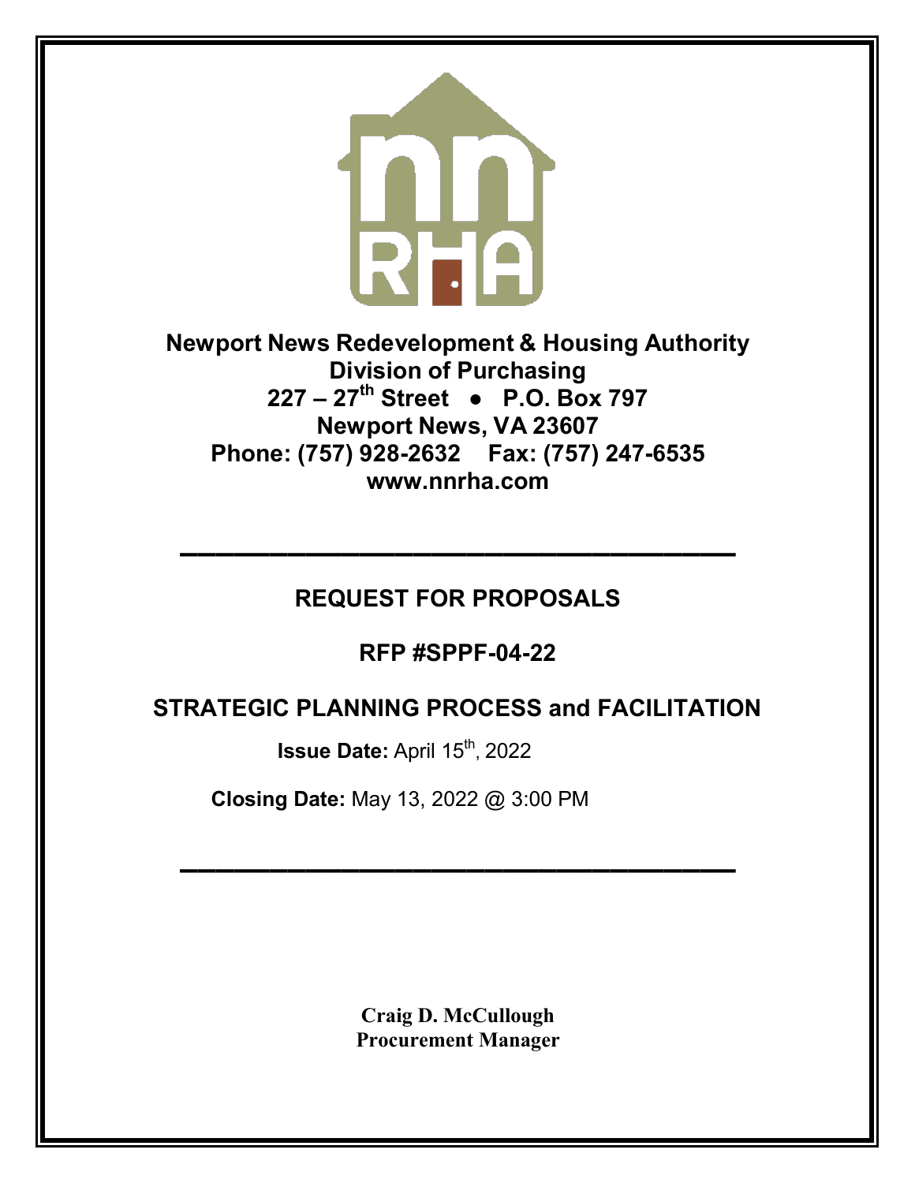**Newport News Redevelopment & Housing Authority**
**Division of Purchasing**
**227 – 27th Street ● P.O. Box 797**
**Newport News, VA 23607**
**Phone: (757) 928-2632 Fax: (757) 247-6535**
**www.nnrha.com**

---

# REQUEST FOR PROPOSALS

## RFP #SPPF-04-22

## STRATEGIC PLANNING PROCESS and FACILITATION

**Issue Date:** April 15th, 2022

**Closing Date:** May 13, 2022 @ 3:00 PM

---

**Craig D. McCullough**
**Procurement Manager**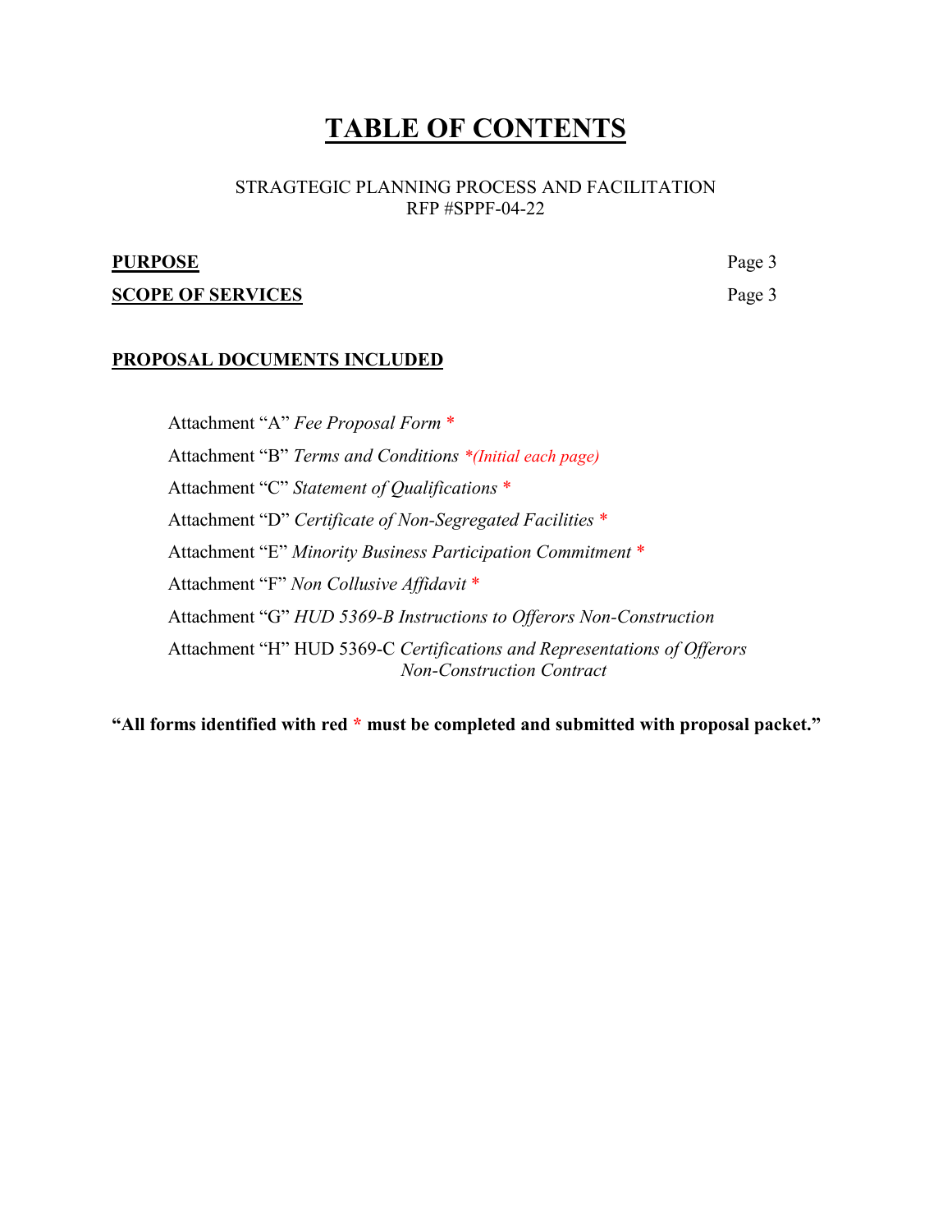# TABLE OF CONTENTS

STRAGTEGIC PLANNING PROCESS AND FACILITATION
RFP #SPPF-04-22

**PURPOSE** Page 3

**SCOPE OF SERVICES** Page 3

**PROPOSAL DOCUMENTS INCLUDED**

Attachment "A" *Fee Proposal Form* *

Attachment "B" *Terms and Conditions* *(Initial each page)*

Attachment "C" *Statement of Qualifications* *

Attachment "D" *Certificate of Non-Segregated Facilities* *

Attachment "E" *Minority Business Participation Commitment* *

Attachment "F" *Non Collusive Affidavit* *

Attachment "G" *HUD 5369-B Instructions to Offerors Non-Construction*

Attachment "H" HUD 5369-C *Certifications and Representations of Offerors Non-Construction Contract*

**"All forms identified with red * must be completed and submitted with proposal packet."**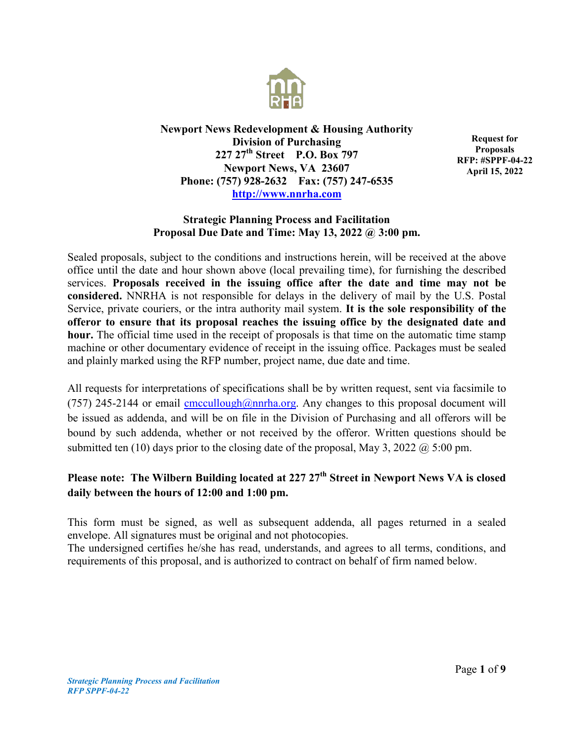**Newport News Redevelopment & Housing Authority**
**Division of Purchasing**
**227 27th Street P.O. Box 797**
**Newport News, VA 23607**
**Phone: (757) 928-2632 Fax: (757) 247-6535**
**http://www.nnrha.com**

**Request for Proposals**
**RFP: #SPPF-04-22**
**April 15, 2022**

**Strategic Planning Process and Facilitation**
**Proposal Due Date and Time: May 13, 2022 @ 3:00 pm.**

Sealed proposals, subject to the conditions and instructions herein, will be received at the above office until the date and hour shown above (local prevailing time), for furnishing the described services. **Proposals received in the issuing office after the date and time may not be considered.** NNRHA is not responsible for delays in the delivery of mail by the U.S. Postal Service, private couriers, or the intra authority mail system. **It is the sole responsibility of the offeror to ensure that its proposal reaches the issuing office by the designated date and hour.** The official time used in the receipt of proposals is that time on the automatic time stamp machine or other documentary evidence of receipt in the issuing office. Packages must be sealed and plainly marked using the RFP number, project name, due date and time.

All requests for interpretations of specifications shall be by written request, sent via facsimile to (757) 245-2144 or email cmccullough@nnrha.org. Any changes to this proposal document will be issued as addenda, and will be on file in the Division of Purchasing and all offerors will be bound by such addenda, whether or not received by the offeror. Written questions should be submitted ten (10) days prior to the closing date of the proposal, May 3, 2022 @ 5:00 pm.

**Please note: The Wilbern Building located at 227 27th Street in Newport News VA is closed daily between the hours of 12:00 and 1:00 pm.**

This form must be signed, as well as subsequent addenda, all pages returned in a sealed envelope. All signatures must be original and not photocopies.
The undersigned certifies he/she has read, understands, and agrees to all terms, conditions, and requirements of this proposal, and is authorized to contract on behalf of firm named below.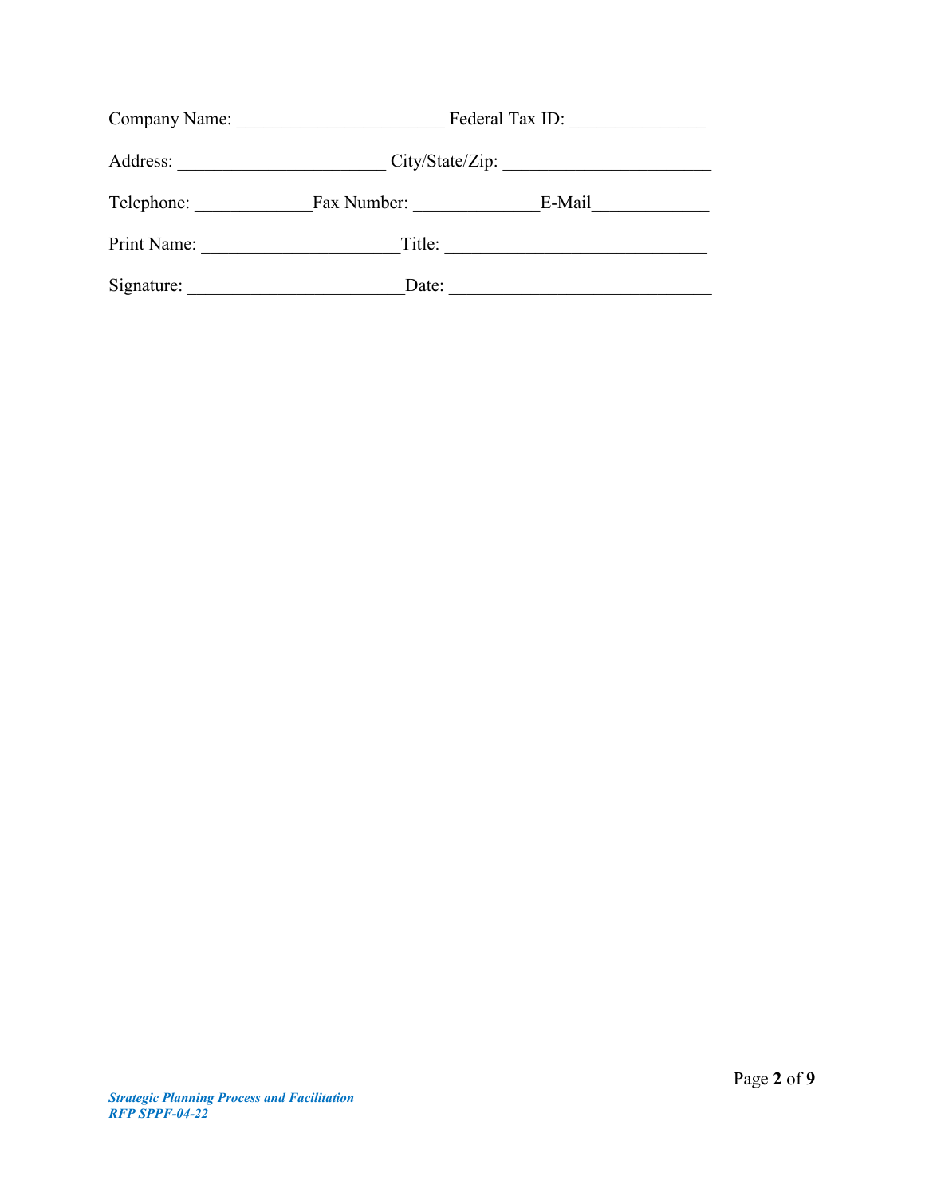Company Name: _______________________ Federal Tax ID: _______________

Address: _______________________ City/State/Zip: _______________________

Telephone: _____________Fax Number: ______________E-Mail_____________

Print Name: ______________________Title: _____________________________

Signature: ________________________Date: _____________________________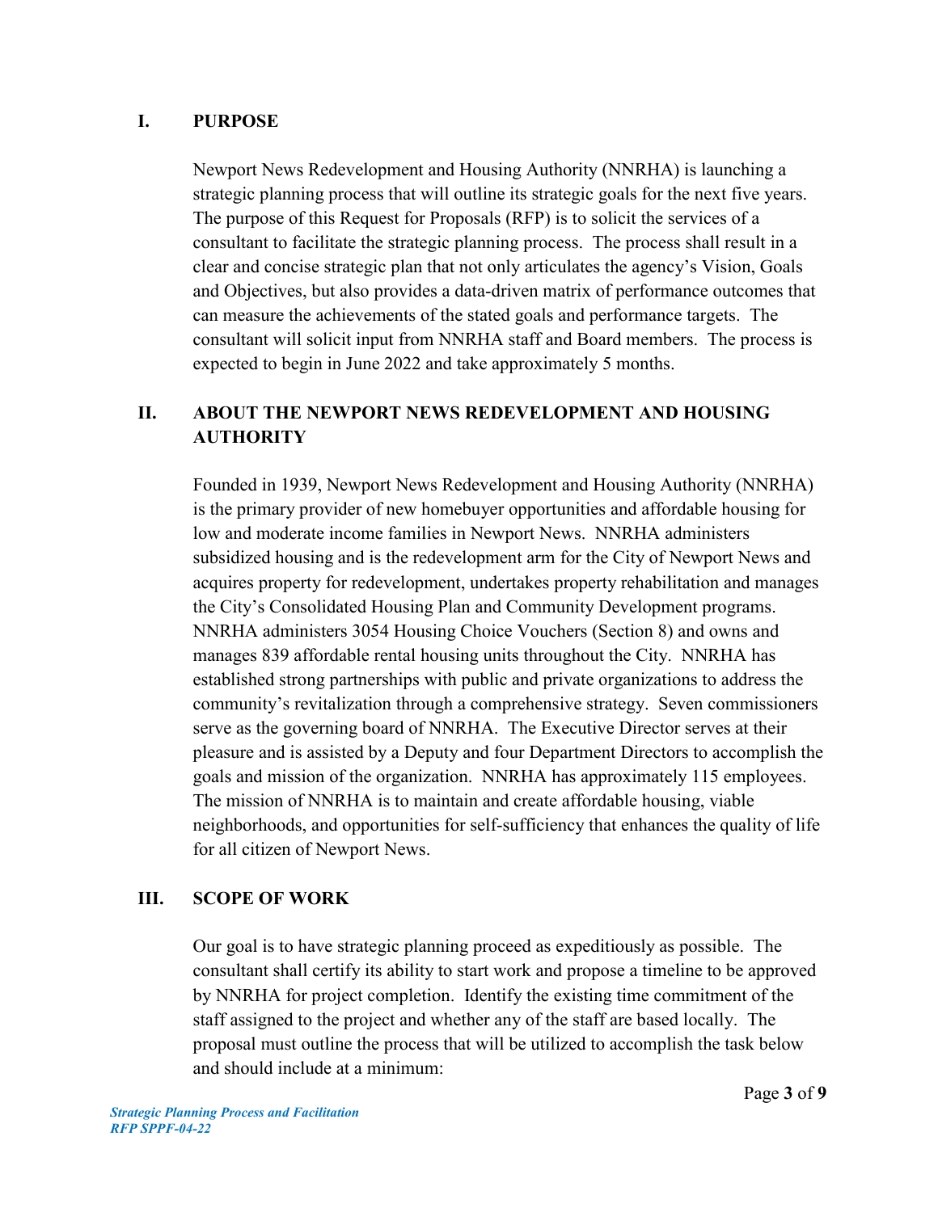## I. PURPOSE

Newport News Redevelopment and Housing Authority (NNRHA) is launching a strategic planning process that will outline its strategic goals for the next five years. The purpose of this Request for Proposals (RFP) is to solicit the services of a consultant to facilitate the strategic planning process. The process shall result in a clear and concise strategic plan that not only articulates the agency's Vision, Goals and Objectives, but also provides a data-driven matrix of performance outcomes that can measure the achievements of the stated goals and performance targets. The consultant will solicit input from NNRHA staff and Board members. The process is expected to begin in June 2022 and take approximately 5 months.

## II. ABOUT THE NEWPORT NEWS REDEVELOPMENT AND HOUSING AUTHORITY

Founded in 1939, Newport News Redevelopment and Housing Authority (NNRHA) is the primary provider of new homebuyer opportunities and affordable housing for low and moderate income families in Newport News. NNRHA administers subsidized housing and is the redevelopment arm for the City of Newport News and acquires property for redevelopment, undertakes property rehabilitation and manages the City's Consolidated Housing Plan and Community Development programs. NNRHA administers 3054 Housing Choice Vouchers (Section 8) and owns and manages 839 affordable rental housing units throughout the City. NNRHA has established strong partnerships with public and private organizations to address the community's revitalization through a comprehensive strategy. Seven commissioners serve as the governing board of NNRHA. The Executive Director serves at their pleasure and is assisted by a Deputy and four Department Directors to accomplish the goals and mission of the organization. NNRHA has approximately 115 employees. The mission of NNRHA is to maintain and create affordable housing, viable neighborhoods, and opportunities for self-sufficiency that enhances the quality of life for all citizen of Newport News.

## III. SCOPE OF WORK

Our goal is to have strategic planning proceed as expeditiously as possible. The consultant shall certify its ability to start work and propose a timeline to be approved by NNRHA for project completion. Identify the existing time commitment of the staff assigned to the project and whether any of the staff are based locally. The proposal must outline the process that will be utilized to accomplish the task below and should include at a minimum: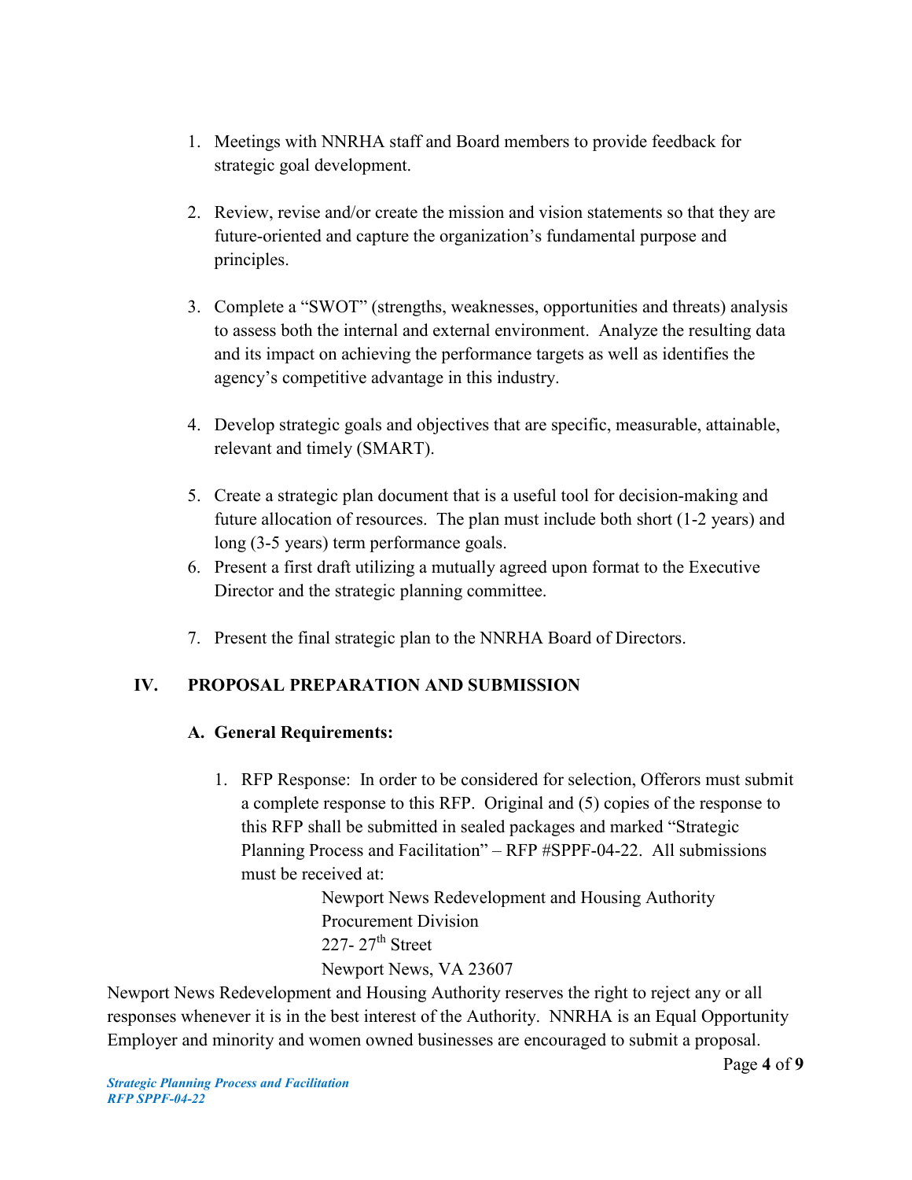1. Meetings with NNRHA staff and Board members to provide feedback for strategic goal development.

2. Review, revise and/or create the mission and vision statements so that they are future-oriented and capture the organization's fundamental purpose and principles.

3. Complete a "SWOT" (strengths, weaknesses, opportunities and threats) analysis to assess both the internal and external environment. Analyze the resulting data and its impact on achieving the performance targets as well as identifies the agency's competitive advantage in this industry.

4. Develop strategic goals and objectives that are specific, measurable, attainable, relevant and timely (SMART).

5. Create a strategic plan document that is a useful tool for decision-making and future allocation of resources. The plan must include both short (1-2 years) and long (3-5 years) term performance goals.
6. Present a first draft utilizing a mutually agreed upon format to the Executive Director and the strategic planning committee.

7. Present the final strategic plan to the NNRHA Board of Directors.

## IV. PROPOSAL PREPARATION AND SUBMISSION

### A. General Requirements:

1. RFP Response: In order to be considered for selection, Offerors must submit a complete response to this RFP. Original and (5) copies of the response to this RFP shall be submitted in sealed packages and marked "Strategic Planning Process and Facilitation" – RFP #SPPF-04-22. All submissions must be received at:

   Newport News Redevelopment and Housing Authority
   Procurement Division
   227- 27th Street
   Newport News, VA 23607

Newport News Redevelopment and Housing Authority reserves the right to reject any or all responses whenever it is in the best interest of the Authority. NNRHA is an Equal Opportunity Employer and minority and women owned businesses are encouraged to submit a proposal.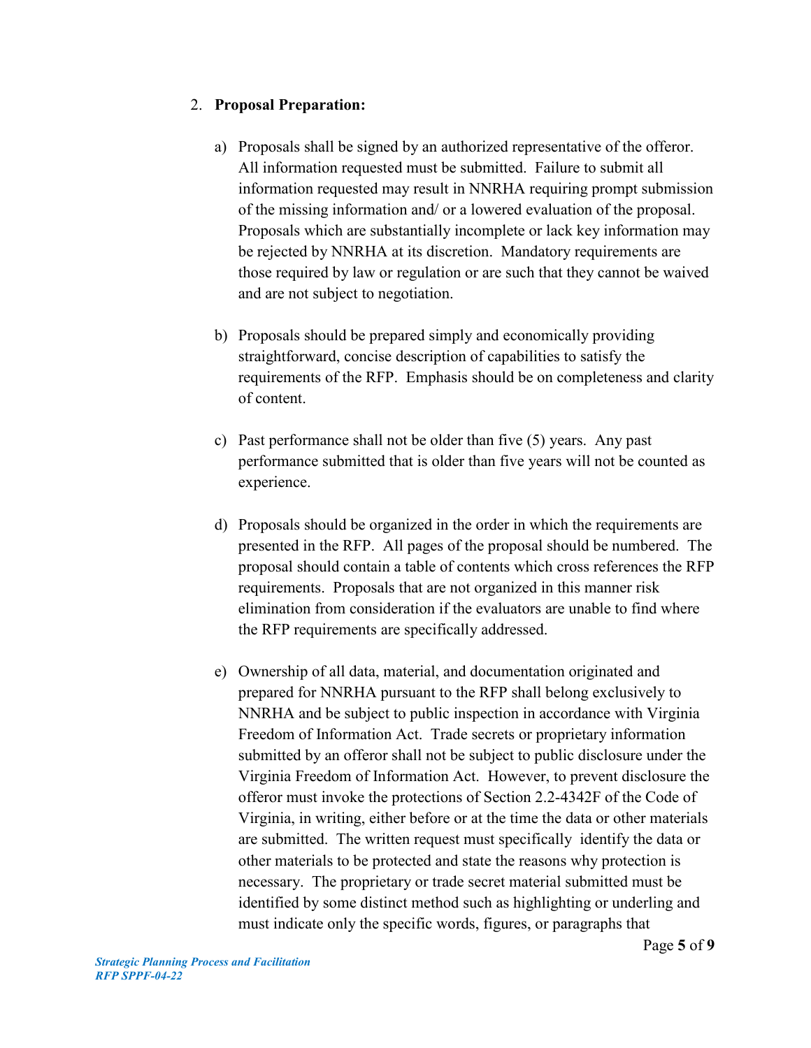2. **Proposal Preparation:**

   a) Proposals shall be signed by an authorized representative of the offeror. All information requested must be submitted. Failure to submit all information requested may result in NNRHA requiring prompt submission of the missing information and/ or a lowered evaluation of the proposal. Proposals which are substantially incomplete or lack key information may be rejected by NNRHA at its discretion. Mandatory requirements are those required by law or regulation or are such that they cannot be waived and are not subject to negotiation.

   b) Proposals should be prepared simply and economically providing straightforward, concise description of capabilities to satisfy the requirements of the RFP. Emphasis should be on completeness and clarity of content.

   c) Past performance shall not be older than five (5) years. Any past performance submitted that is older than five years will not be counted as experience.

   d) Proposals should be organized in the order in which the requirements are presented in the RFP. All pages of the proposal should be numbered. The proposal should contain a table of contents which cross references the RFP requirements. Proposals that are not organized in this manner risk elimination from consideration if the evaluators are unable to find where the RFP requirements are specifically addressed.

   e) Ownership of all data, material, and documentation originated and prepared for NNRHA pursuant to the RFP shall belong exclusively to NNRHA and be subject to public inspection in accordance with Virginia Freedom of Information Act. Trade secrets or proprietary information submitted by an offeror shall not be subject to public disclosure under the Virginia Freedom of Information Act. However, to prevent disclosure the offeror must invoke the protections of Section 2.2-4342F of the Code of Virginia, in writing, either before or at the time the data or other materials are submitted. The written request must specifically identify the data or other materials to be protected and state the reasons why protection is necessary. The proprietary or trade secret material submitted must be identified by some distinct method such as highlighting or underling and must indicate only the specific words, figures, or paragraphs that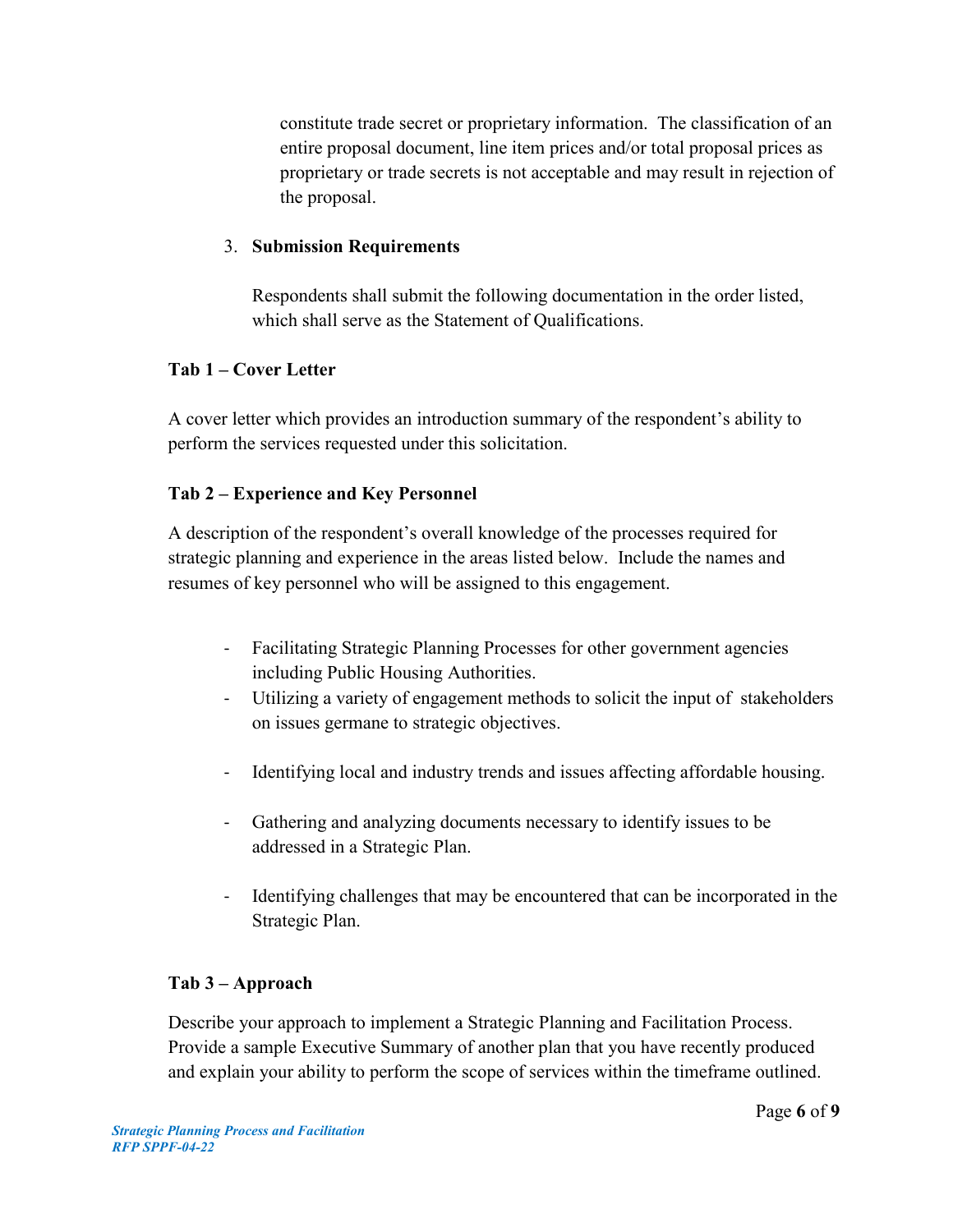constitute trade secret or proprietary information. The classification of an entire proposal document, line item prices and/or total proposal prices as proprietary or trade secrets is not acceptable and may result in rejection of the proposal.

3. **Submission Requirements**

   Respondents shall submit the following documentation in the order listed, which shall serve as the Statement of Qualifications.

**Tab 1 – Cover Letter**

A cover letter which provides an introduction summary of the respondent's ability to perform the services requested under this solicitation.

**Tab 2 – Experience and Key Personnel**

A description of the respondent's overall knowledge of the processes required for strategic planning and experience in the areas listed below. Include the names and resumes of key personnel who will be assigned to this engagement.

- Facilitating Strategic Planning Processes for other government agencies including Public Housing Authorities.
- Utilizing a variety of engagement methods to solicit the input of stakeholders on issues germane to strategic objectives.
- Identifying local and industry trends and issues affecting affordable housing.
- Gathering and analyzing documents necessary to identify issues to be addressed in a Strategic Plan.
- Identifying challenges that may be encountered that can be incorporated in the Strategic Plan.

**Tab 3 – Approach**

Describe your approach to implement a Strategic Planning and Facilitation Process. Provide a sample Executive Summary of another plan that you have recently produced and explain your ability to perform the scope of services within the timeframe outlined.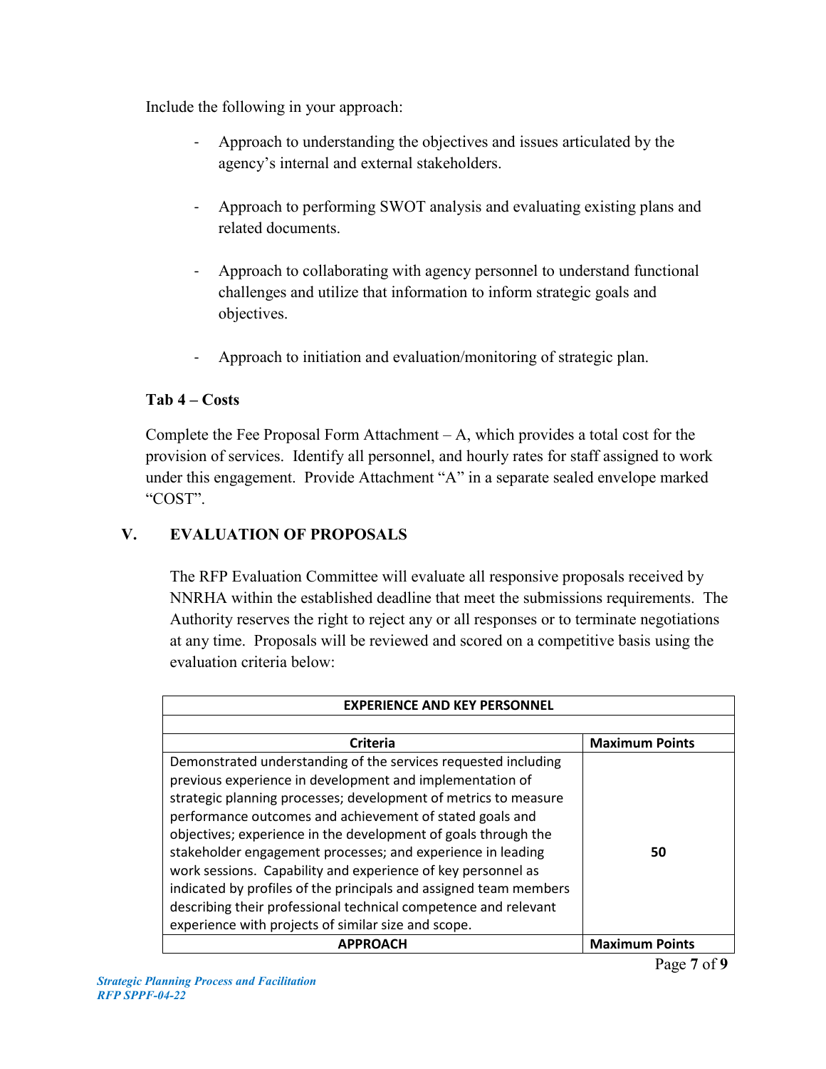Include the following in your approach:

- Approach to understanding the objectives and issues articulated by the agency's internal and external stakeholders.

- Approach to performing SWOT analysis and evaluating existing plans and related documents.

- Approach to collaborating with agency personnel to understand functional challenges and utilize that information to inform strategic goals and objectives.

- Approach to initiation and evaluation/monitoring of strategic plan.

**Tab 4 – Costs**

Complete the Fee Proposal Form Attachment – A, which provides a total cost for the provision of services. Identify all personnel, and hourly rates for staff assigned to work under this engagement. Provide Attachment "A" in a separate sealed envelope marked "COST".

## V. EVALUATION OF PROPOSALS

The RFP Evaluation Committee will evaluate all responsive proposals received by NNRHA within the established deadline that meet the submissions requirements. The Authority reserves the right to reject any or all responses or to terminate negotiations at any time. Proposals will be reviewed and scored on a competitive basis using the evaluation criteria below:

| EXPERIENCE AND KEY PERSONNEL | |
|---|---|
| | |
| **Criteria** | **Maximum Points** |
| Demonstrated understanding of the services requested including previous experience in development and implementation of strategic planning processes; development of metrics to measure performance outcomes and achievement of stated goals and objectives; experience in the development of goals through the stakeholder engagement processes; and experience in leading work sessions. Capability and experience of key personnel as indicated by profiles of the principals and assigned team members describing their professional technical competence and relevant experience with projects of similar size and scope. | 50 |
| **APPROACH** | **Maximum Points** |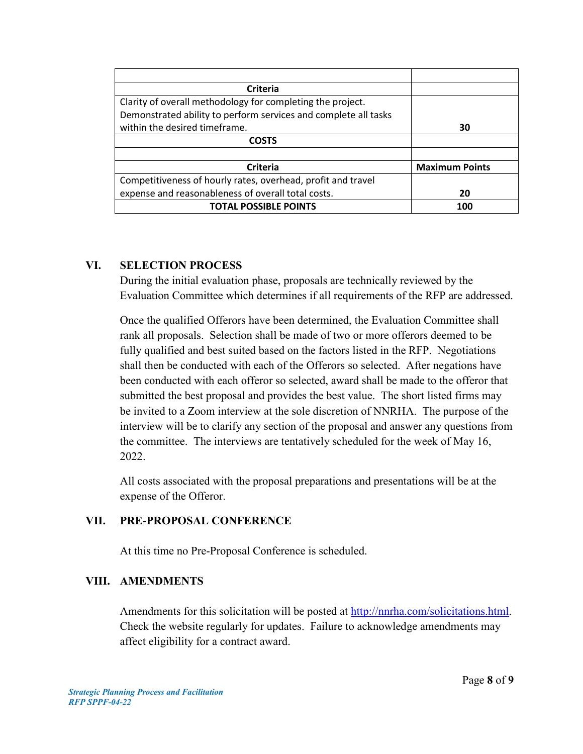| | |
|---|---|
| **Criteria** | |
| Clarity of overall methodology for completing the project. Demonstrated ability to perform services and complete all tasks within the desired timeframe. | **30** |
| **COSTS** | |
| | |
| **Criteria** | **Maximum Points** |
| Competitiveness of hourly rates, overhead, profit and travel expense and reasonableness of overall total costs. | **20** |
| **TOTAL POSSIBLE POINTS** | **100** |

## VI. SELECTION PROCESS

During the initial evaluation phase, proposals are technically reviewed by the Evaluation Committee which determines if all requirements of the RFP are addressed.

Once the qualified Offerors have been determined, the Evaluation Committee shall rank all proposals. Selection shall be made of two or more offerors deemed to be fully qualified and best suited based on the factors listed in the RFP. Negotiations shall then be conducted with each of the Offerors so selected. After negations have been conducted with each offeror so selected, award shall be made to the offeror that submitted the best proposal and provides the best value. The short listed firms may be invited to a Zoom interview at the sole discretion of NNRHA. The purpose of the interview will be to clarify any section of the proposal and answer any questions from the committee. The interviews are tentatively scheduled for the week of May 16, 2022.

All costs associated with the proposal preparations and presentations will be at the expense of the Offeror.

## VII. PRE-PROPOSAL CONFERENCE

At this time no Pre-Proposal Conference is scheduled.

## VIII. AMENDMENTS

Amendments for this solicitation will be posted at http://nnrha.com/solicitations.html. Check the website regularly for updates. Failure to acknowledge amendments may affect eligibility for a contract award.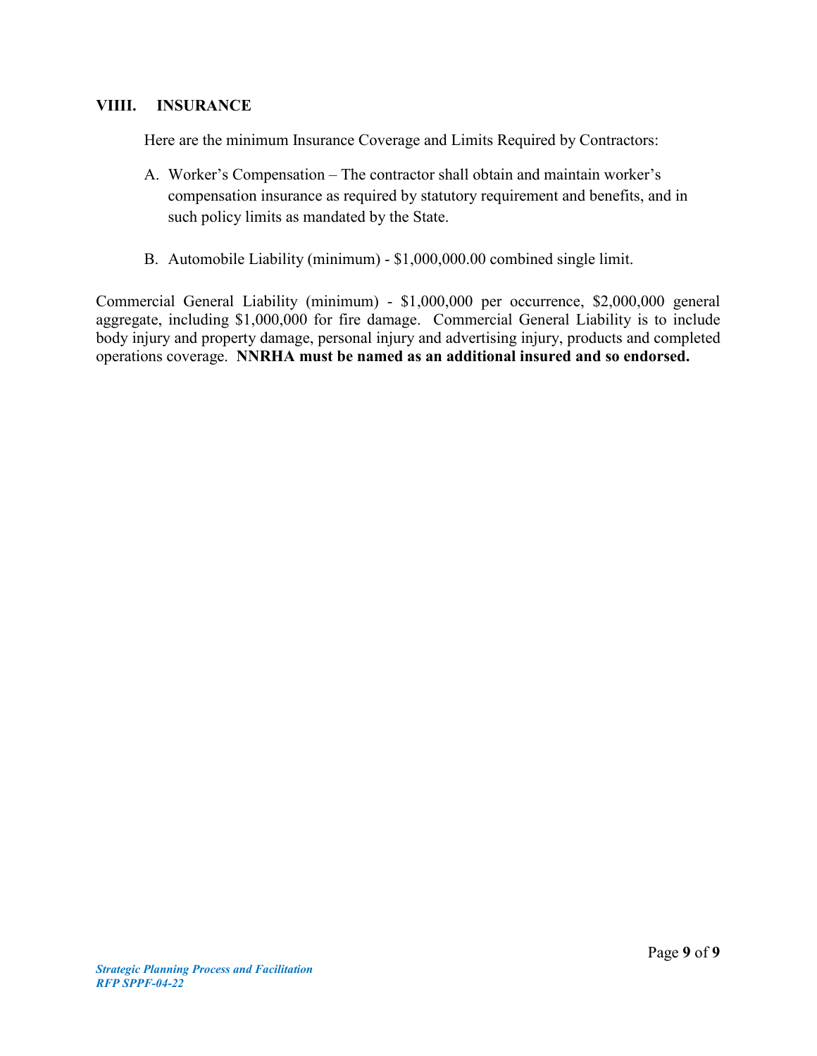## VIIII. INSURANCE

Here are the minimum Insurance Coverage and Limits Required by Contractors:

A. Worker's Compensation – The contractor shall obtain and maintain worker's compensation insurance as required by statutory requirement and benefits, and in such policy limits as mandated by the State.

B. Automobile Liability (minimum) - $1,000,000.00 combined single limit.

Commercial General Liability (minimum) - $1,000,000 per occurrence, $2,000,000 general aggregate, including $1,000,000 for fire damage. Commercial General Liability is to include body injury and property damage, personal injury and advertising injury, products and completed operations coverage. **NNRHA must be named as an additional insured and so endorsed.**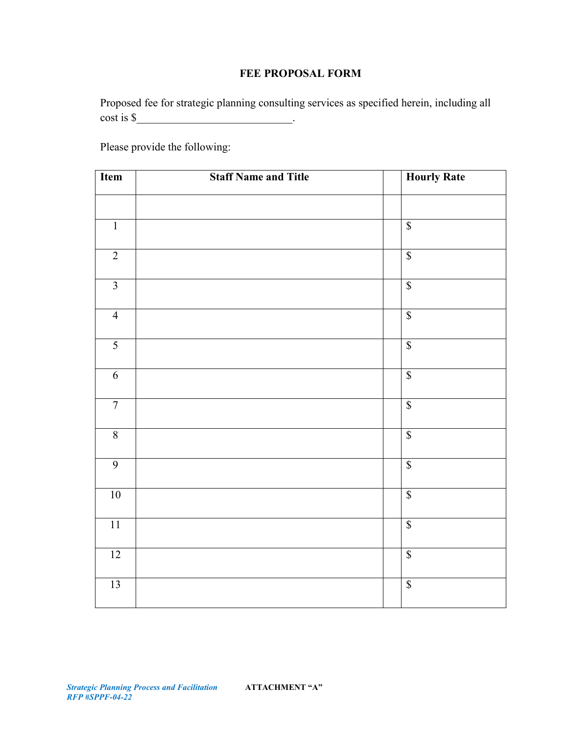## FEE PROPOSAL FORM

Proposed fee for strategic planning consulting services as specified herein, including all cost is $\_\_\_\_\_\_\_\_\_\_\_\_\_\_\_\_\_\_\_\_\_\_\_\_\_\_\_\_.

Please provide the following:

| Item | Staff Name and Title | | Hourly Rate |
|---|---|---|---|
| | | | |
| 1 | | | $ |
| 2 | | | $ |
| 3 | | | $ |
| 4 | | | $ |
| 5 | | | $ |
| 6 | | | $ |
| 7 | | | $ |
| 8 | | | $ |
| 9 | | | $ |
| 10 | | | $ |
| 11 | | | $ |
| 12 | | | $ |
| 13 | | | $ |

*Strategic Planning Process and Facilitation*
*RFP #SPPF-04-22*

**ATTACHMENT "A"**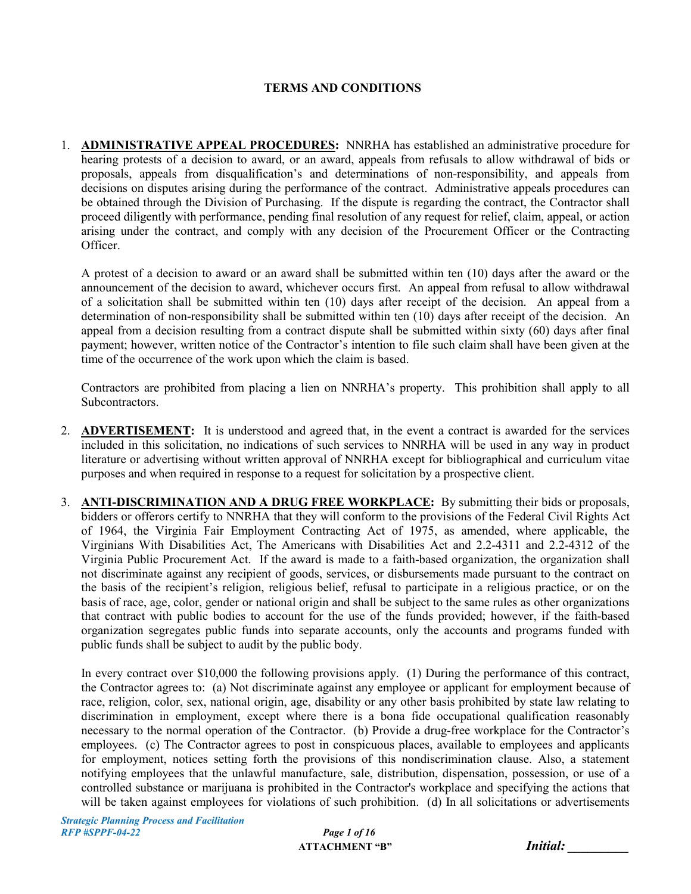## TERMS AND CONDITIONS

1. **ADMINISTRATIVE APPEAL PROCEDURES:** NNRHA has established an administrative procedure for hearing protests of a decision to award, or an award, appeals from refusals to allow withdrawal of bids or proposals, appeals from disqualification's and determinations of non-responsibility, and appeals from decisions on disputes arising during the performance of the contract. Administrative appeals procedures can be obtained through the Division of Purchasing. If the dispute is regarding the contract, the Contractor shall proceed diligently with performance, pending final resolution of any request for relief, claim, appeal, or action arising under the contract, and comply with any decision of the Procurement Officer or the Contracting Officer.

   A protest of a decision to award or an award shall be submitted within ten (10) days after the award or the announcement of the decision to award, whichever occurs first. An appeal from refusal to allow withdrawal of a solicitation shall be submitted within ten (10) days after receipt of the decision. An appeal from a determination of non-responsibility shall be submitted within ten (10) days after receipt of the decision. An appeal from a decision resulting from a contract dispute shall be submitted within sixty (60) days after final payment; however, written notice of the Contractor's intention to file such claim shall have been given at the time of the occurrence of the work upon which the claim is based.

   Contractors are prohibited from placing a lien on NNRHA's property. This prohibition shall apply to all Subcontractors.

2. **ADVERTISEMENT:** It is understood and agreed that, in the event a contract is awarded for the services included in this solicitation, no indications of such services to NNRHA will be used in any way in product literature or advertising without written approval of NNRHA except for bibliographical and curriculum vitae purposes and when required in response to a request for solicitation by a prospective client.

3. **ANTI-DISCRIMINATION AND A DRUG FREE WORKPLACE:** By submitting their bids or proposals, bidders or offerors certify to NNRHA that they will conform to the provisions of the Federal Civil Rights Act of 1964, the Virginia Fair Employment Contracting Act of 1975, as amended, where applicable, the Virginians With Disabilities Act, The Americans with Disabilities Act and 2.2-4311 and 2.2-4312 of the Virginia Public Procurement Act. If the award is made to a faith-based organization, the organization shall not discriminate against any recipient of goods, services, or disbursements made pursuant to the contract on the basis of the recipient's religion, religious belief, refusal to participate in a religious practice, or on the basis of race, age, color, gender or national origin and shall be subject to the same rules as other organizations that contract with public bodies to account for the use of the funds provided; however, if the faith-based organization segregates public funds into separate accounts, only the accounts and programs funded with public funds shall be subject to audit by the public body.

   In every contract over $10,000 the following provisions apply. (1) During the performance of this contract, the Contractor agrees to: (a) Not discriminate against any employee or applicant for employment because of race, religion, color, sex, national origin, age, disability or any other basis prohibited by state law relating to discrimination in employment, except where there is a bona fide occupational qualification reasonably necessary to the normal operation of the Contractor. (b) Provide a drug-free workplace for the Contractor's employees. (c) The Contractor agrees to post in conspicuous places, available to employees and applicants for employment, notices setting forth the provisions of this nondiscrimination clause. Also, a statement notifying employees that the unlawful manufacture, sale, distribution, dispensation, possession, or use of a controlled substance or marijuana is prohibited in the Contractor's workplace and specifying the actions that will be taken against employees for violations of such prohibition. (d) In all solicitations or advertisements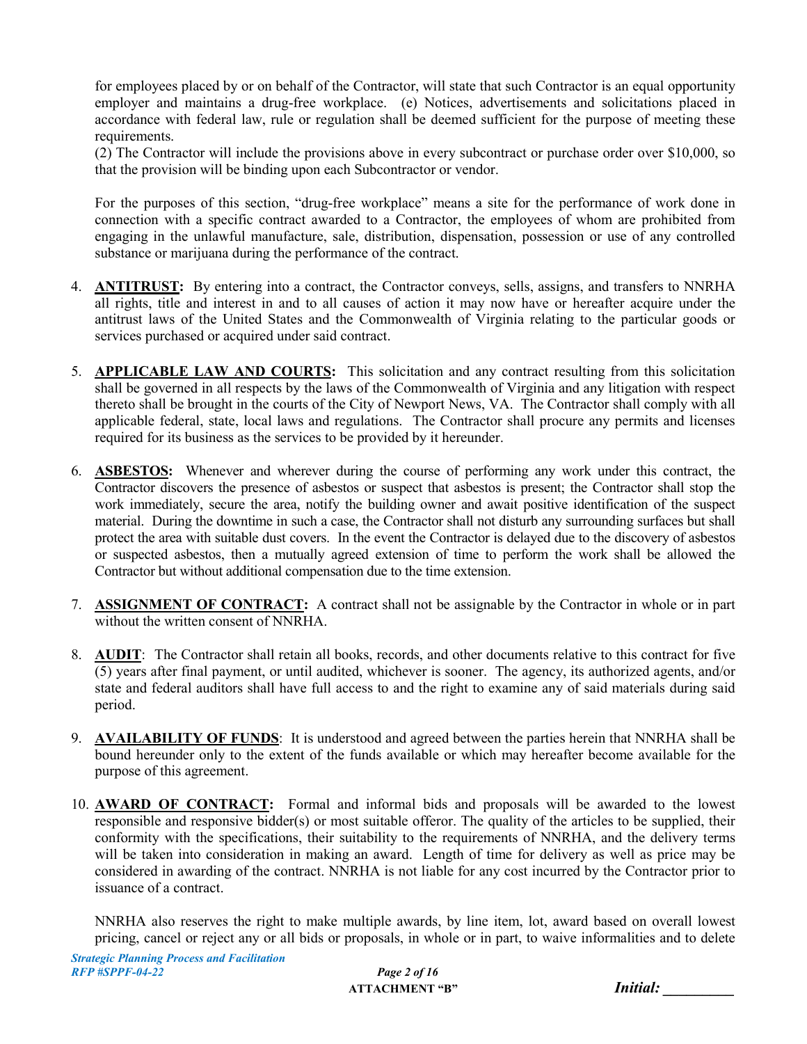for employees placed by or on behalf of the Contractor, will state that such Contractor is an equal opportunity employer and maintains a drug-free workplace. (e) Notices, advertisements and solicitations placed in accordance with federal law, rule or regulation shall be deemed sufficient for the purpose of meeting these requirements.

(2) The Contractor will include the provisions above in every subcontract or purchase order over $10,000, so that the provision will be binding upon each Subcontractor or vendor.

For the purposes of this section, "drug-free workplace" means a site for the performance of work done in connection with a specific contract awarded to a Contractor, the employees of whom are prohibited from engaging in the unlawful manufacture, sale, distribution, dispensation, possession or use of any controlled substance or marijuana during the performance of the contract.

4. **ANTITRUST:** By entering into a contract, the Contractor conveys, sells, assigns, and transfers to NNRHA all rights, title and interest in and to all causes of action it may now have or hereafter acquire under the antitrust laws of the United States and the Commonwealth of Virginia relating to the particular goods or services purchased or acquired under said contract.

5. **APPLICABLE LAW AND COURTS:** This solicitation and any contract resulting from this solicitation shall be governed in all respects by the laws of the Commonwealth of Virginia and any litigation with respect thereto shall be brought in the courts of the City of Newport News, VA. The Contractor shall comply with all applicable federal, state, local laws and regulations. The Contractor shall procure any permits and licenses required for its business as the services to be provided by it hereunder.

6. **ASBESTOS:** Whenever and wherever during the course of performing any work under this contract, the Contractor discovers the presence of asbestos or suspect that asbestos is present; the Contractor shall stop the work immediately, secure the area, notify the building owner and await positive identification of the suspect material. During the downtime in such a case, the Contractor shall not disturb any surrounding surfaces but shall protect the area with suitable dust covers. In the event the Contractor is delayed due to the discovery of asbestos or suspected asbestos, then a mutually agreed extension of time to perform the work shall be allowed the Contractor but without additional compensation due to the time extension.

7. **ASSIGNMENT OF CONTRACT:** A contract shall not be assignable by the Contractor in whole or in part without the written consent of NNRHA.

8. **AUDIT**: The Contractor shall retain all books, records, and other documents relative to this contract for five (5) years after final payment, or until audited, whichever is sooner. The agency, its authorized agents, and/or state and federal auditors shall have full access to and the right to examine any of said materials during said period.

9. **AVAILABILITY OF FUNDS**: It is understood and agreed between the parties herein that NNRHA shall be bound hereunder only to the extent of the funds available or which may hereafter become available for the purpose of this agreement.

10. **AWARD OF CONTRACT:** Formal and informal bids and proposals will be awarded to the lowest responsible and responsive bidder(s) or most suitable offeror. The quality of the articles to be supplied, their conformity with the specifications, their suitability to the requirements of NNRHA, and the delivery terms will be taken into consideration in making an award. Length of time for delivery as well as price may be considered in awarding of the contract. NNRHA is not liable for any cost incurred by the Contractor prior to issuance of a contract.

    NNRHA also reserves the right to make multiple awards, by line item, lot, award based on overall lowest pricing, cancel or reject any or all bids or proposals, in whole or in part, to waive informalities and to delete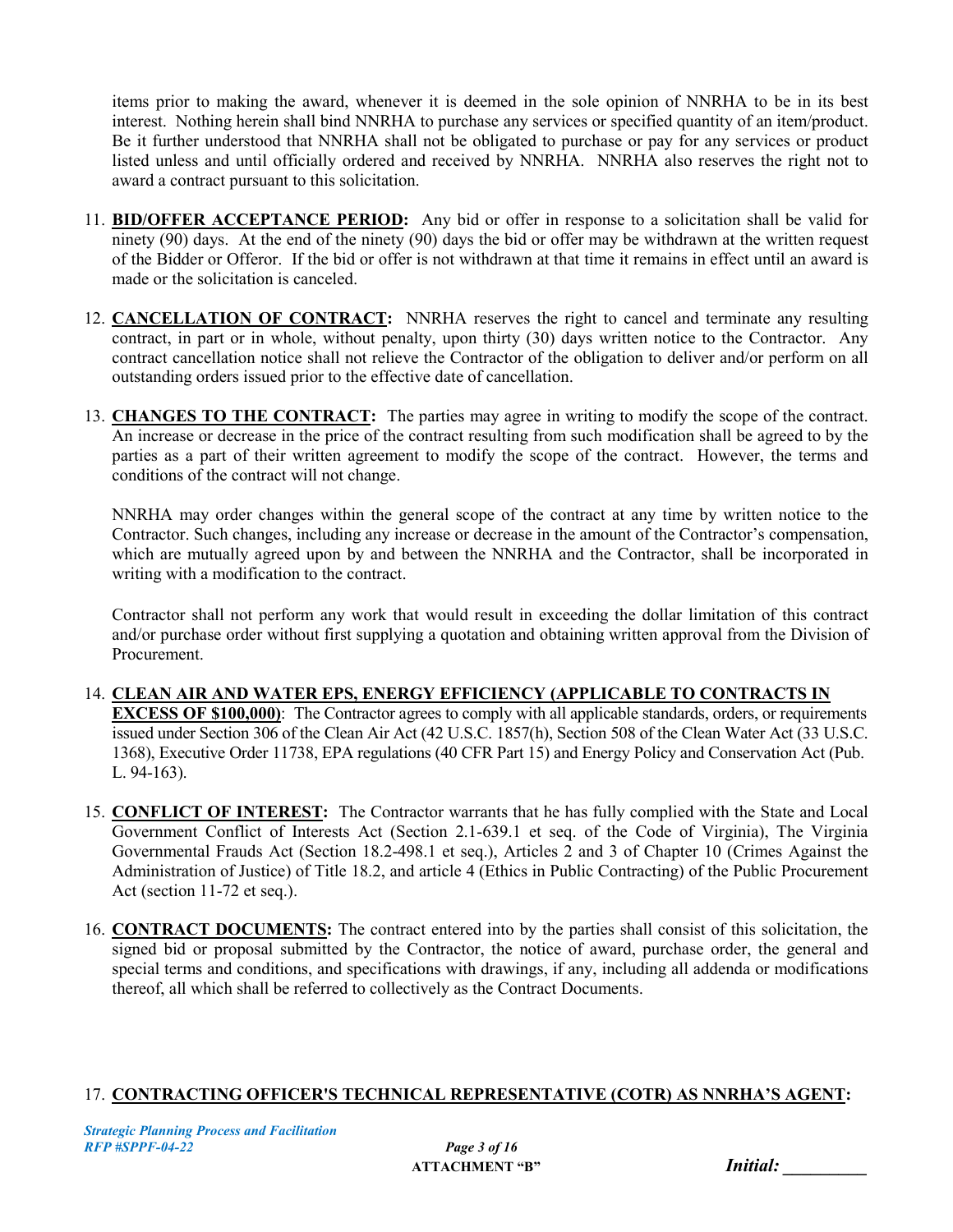items prior to making the award, whenever it is deemed in the sole opinion of NNRHA to be in its best interest. Nothing herein shall bind NNRHA to purchase any services or specified quantity of an item/product. Be it further understood that NNRHA shall not be obligated to purchase or pay for any services or product listed unless and until officially ordered and received by NNRHA. NNRHA also reserves the right not to award a contract pursuant to this solicitation.

11. **BID/OFFER ACCEPTANCE PERIOD:** Any bid or offer in response to a solicitation shall be valid for ninety (90) days. At the end of the ninety (90) days the bid or offer may be withdrawn at the written request of the Bidder or Offeror. If the bid or offer is not withdrawn at that time it remains in effect until an award is made or the solicitation is canceled.

12. **CANCELLATION OF CONTRACT:** NNRHA reserves the right to cancel and terminate any resulting contract, in part or in whole, without penalty, upon thirty (30) days written notice to the Contractor. Any contract cancellation notice shall not relieve the Contractor of the obligation to deliver and/or perform on all outstanding orders issued prior to the effective date of cancellation.

13. **CHANGES TO THE CONTRACT:** The parties may agree in writing to modify the scope of the contract. An increase or decrease in the price of the contract resulting from such modification shall be agreed to by the parties as a part of their written agreement to modify the scope of the contract. However, the terms and conditions of the contract will not change.

    NNRHA may order changes within the general scope of the contract at any time by written notice to the Contractor. Such changes, including any increase or decrease in the amount of the Contractor's compensation, which are mutually agreed upon by and between the NNRHA and the Contractor, shall be incorporated in writing with a modification to the contract.

    Contractor shall not perform any work that would result in exceeding the dollar limitation of this contract and/or purchase order without first supplying a quotation and obtaining written approval from the Division of Procurement.

14. **CLEAN AIR AND WATER EPS, ENERGY EFFICIENCY (APPLICABLE TO CONTRACTS IN EXCESS OF $100,000)**: The Contractor agrees to comply with all applicable standards, orders, or requirements issued under Section 306 of the Clean Air Act (42 U.S.C. 1857(h), Section 508 of the Clean Water Act (33 U.S.C. 1368), Executive Order 11738, EPA regulations (40 CFR Part 15) and Energy Policy and Conservation Act (Pub. L. 94-163).

15. **CONFLICT OF INTEREST:** The Contractor warrants that he has fully complied with the State and Local Government Conflict of Interests Act (Section 2.1-639.1 et seq. of the Code of Virginia), The Virginia Governmental Frauds Act (Section 18.2-498.1 et seq.), Articles 2 and 3 of Chapter 10 (Crimes Against the Administration of Justice) of Title 18.2, and article 4 (Ethics in Public Contracting) of the Public Procurement Act (section 11-72 et seq.).

16. **CONTRACT DOCUMENTS:** The contract entered into by the parties shall consist of this solicitation, the signed bid or proposal submitted by the Contractor, the notice of award, purchase order, the general and special terms and conditions, and specifications with drawings, if any, including all addenda or modifications thereof, all which shall be referred to collectively as the Contract Documents.

17. **CONTRACTING OFFICER'S TECHNICAL REPRESENTATIVE (COTR) AS NNRHA'S AGENT:**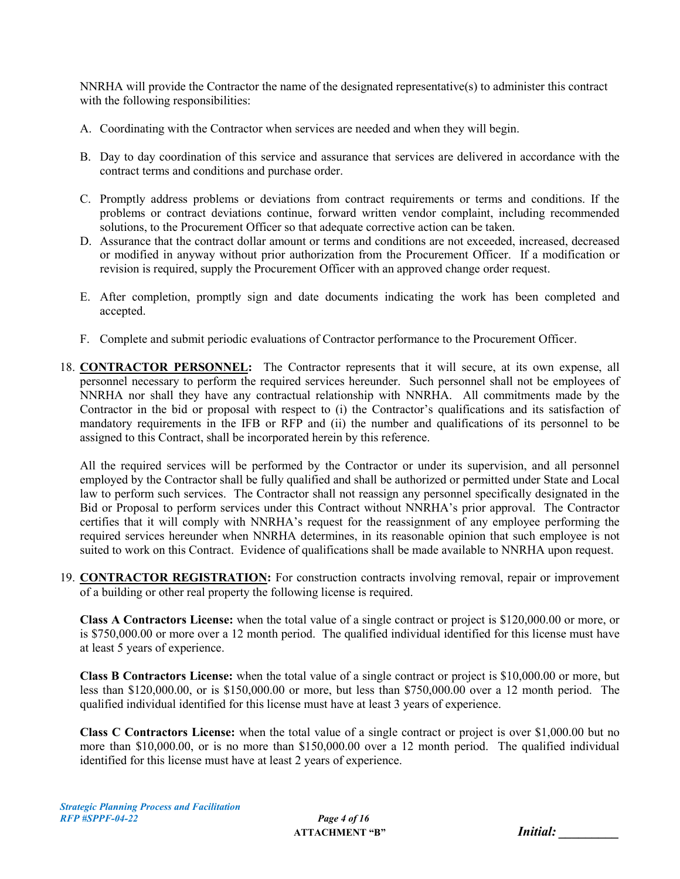NNRHA will provide the Contractor the name of the designated representative(s) to administer this contract with the following responsibilities:

A. Coordinating with the Contractor when services are needed and when they will begin.

B. Day to day coordination of this service and assurance that services are delivered in accordance with the contract terms and conditions and purchase order.

C. Promptly address problems or deviations from contract requirements or terms and conditions. If the problems or contract deviations continue, forward written vendor complaint, including recommended solutions, to the Procurement Officer so that adequate corrective action can be taken.

D. Assurance that the contract dollar amount or terms and conditions are not exceeded, increased, decreased or modified in anyway without prior authorization from the Procurement Officer. If a modification or revision is required, supply the Procurement Officer with an approved change order request.

E. After completion, promptly sign and date documents indicating the work has been completed and accepted.

F. Complete and submit periodic evaluations of Contractor performance to the Procurement Officer.

18. **CONTRACTOR PERSONNEL:** The Contractor represents that it will secure, at its own expense, all personnel necessary to perform the required services hereunder. Such personnel shall not be employees of NNRHA nor shall they have any contractual relationship with NNRHA. All commitments made by the Contractor in the bid or proposal with respect to (i) the Contractor's qualifications and its satisfaction of mandatory requirements in the IFB or RFP and (ii) the number and qualifications of its personnel to be assigned to this Contract, shall be incorporated herein by this reference.

    All the required services will be performed by the Contractor or under its supervision, and all personnel employed by the Contractor shall be fully qualified and shall be authorized or permitted under State and Local law to perform such services. The Contractor shall not reassign any personnel specifically designated in the Bid or Proposal to perform services under this Contract without NNRHA's prior approval. The Contractor certifies that it will comply with NNRHA's request for the reassignment of any employee performing the required services hereunder when NNRHA determines, in its reasonable opinion that such employee is not suited to work on this Contract. Evidence of qualifications shall be made available to NNRHA upon request.

19. **CONTRACTOR REGISTRATION:** For construction contracts involving removal, repair or improvement of a building or other real property the following license is required.

    **Class A Contractors License:** when the total value of a single contract or project is $120,000.00 or more, or is $750,000.00 or more over a 12 month period. The qualified individual identified for this license must have at least 5 years of experience.

    **Class B Contractors License:** when the total value of a single contract or project is $10,000.00 or more, but less than $120,000.00, or is $150,000.00 or more, but less than $750,000.00 over a 12 month period. The qualified individual identified for this license must have at least 3 years of experience.

    **Class C Contractors License:** when the total value of a single contract or project is over $1,000.00 but no more than $10,000.00, or is no more than $150,000.00 over a 12 month period. The qualified individual identified for this license must have at least 2 years of experience.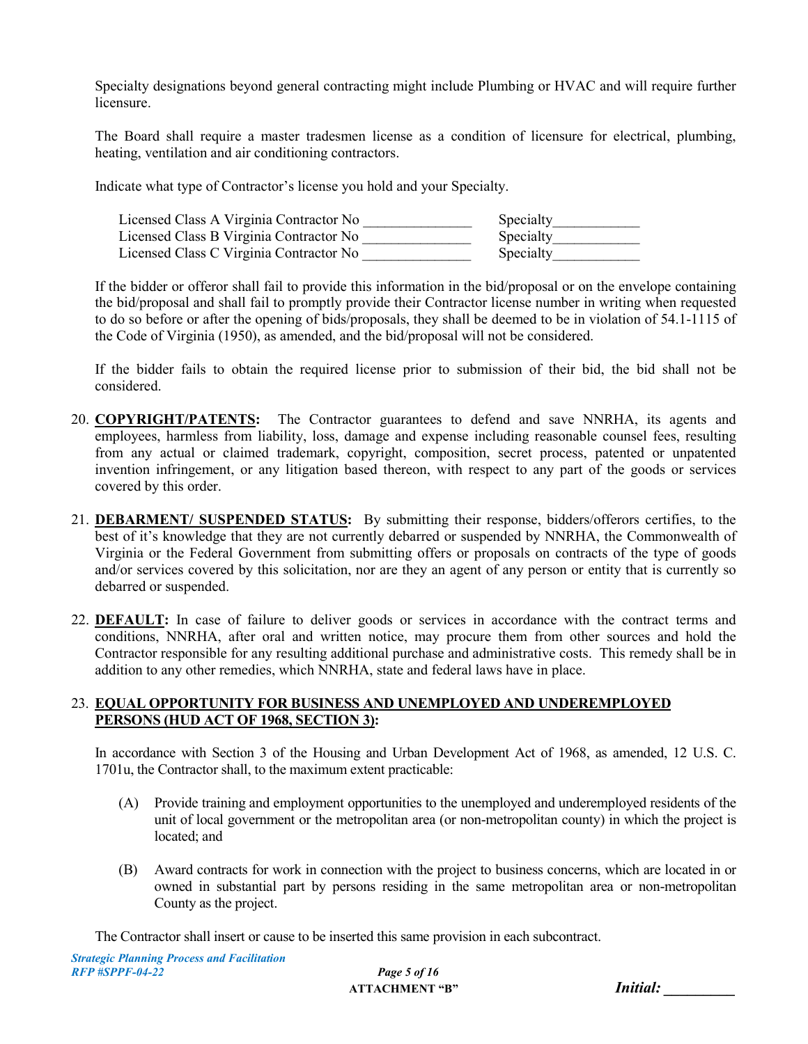Specialty designations beyond general contracting might include Plumbing or HVAC and will require further licensure.

The Board shall require a master tradesmen license as a condition of licensure for electrical, plumbing, heating, ventilation and air conditioning contractors.

Indicate what type of Contractor's license you hold and your Specialty.

Licensed Class A Virginia Contractor No _______________ Specialty____________
Licensed Class B Virginia Contractor No _______________ Specialty____________
Licensed Class C Virginia Contractor No _______________ Specialty____________

If the bidder or offeror shall fail to provide this information in the bid/proposal or on the envelope containing the bid/proposal and shall fail to promptly provide their Contractor license number in writing when requested to do so before or after the opening of bids/proposals, they shall be deemed to be in violation of 54.1-1115 of the Code of Virginia (1950), as amended, and the bid/proposal will not be considered.

If the bidder fails to obtain the required license prior to submission of their bid, the bid shall not be considered.

20. **COPYRIGHT/PATENTS:** The Contractor guarantees to defend and save NNRHA, its agents and employees, harmless from liability, loss, damage and expense including reasonable counsel fees, resulting from any actual or claimed trademark, copyright, composition, secret process, patented or unpatented invention infringement, or any litigation based thereon, with respect to any part of the goods or services covered by this order.

21. **DEBARMENT/ SUSPENDED STATUS:** By submitting their response, bidders/offerors certifies, to the best of it's knowledge that they are not currently debarred or suspended by NNRHA, the Commonwealth of Virginia or the Federal Government from submitting offers or proposals on contracts of the type of goods and/or services covered by this solicitation, nor are they an agent of any person or entity that is currently so debarred or suspended.

22. **DEFAULT:** In case of failure to deliver goods or services in accordance with the contract terms and conditions, NNRHA, after oral and written notice, may procure them from other sources and hold the Contractor responsible for any resulting additional purchase and administrative costs. This remedy shall be in addition to any other remedies, which NNRHA, state and federal laws have in place.

23. **EQUAL OPPORTUNITY FOR BUSINESS AND UNEMPLOYED AND UNDEREMPLOYED PERSONS (HUD ACT OF 1968, SECTION 3):**

In accordance with Section 3 of the Housing and Urban Development Act of 1968, as amended, 12 U.S. C. 1701u, the Contractor shall, to the maximum extent practicable:

(A) Provide training and employment opportunities to the unemployed and underemployed residents of the unit of local government or the metropolitan area (or non-metropolitan county) in which the project is located; and

(B) Award contracts for work in connection with the project to business concerns, which are located in or owned in substantial part by persons residing in the same metropolitan area or non-metropolitan County as the project.

The Contractor shall insert or cause to be inserted this same provision in each subcontract.

*Initial: _________*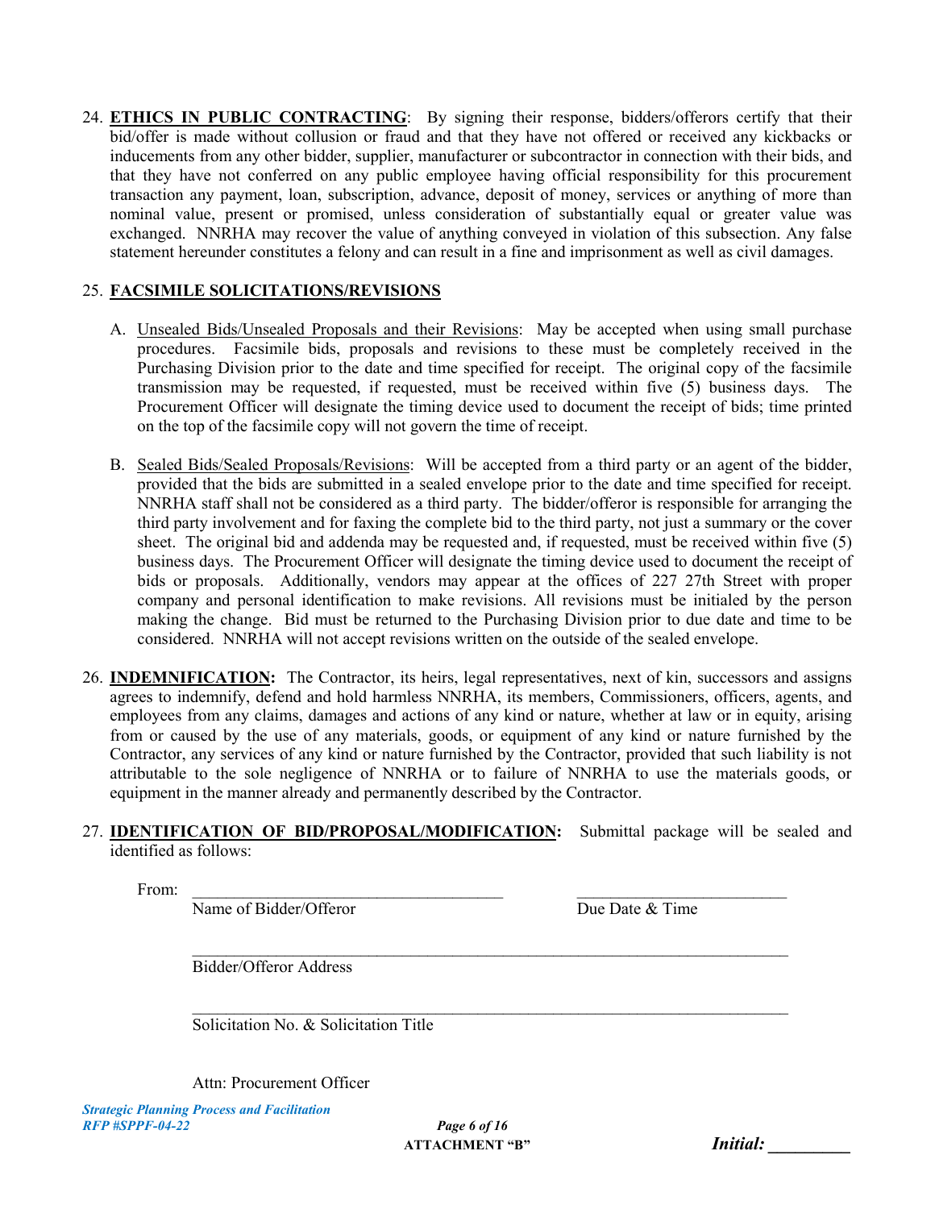24. **ETHICS IN PUBLIC CONTRACTING**: By signing their response, bidders/offerors certify that their bid/offer is made without collusion or fraud and that they have not offered or received any kickbacks or inducements from any other bidder, supplier, manufacturer or subcontractor in connection with their bids, and that they have not conferred on any public employee having official responsibility for this procurement transaction any payment, loan, subscription, advance, deposit of money, services or anything of more than nominal value, present or promised, unless consideration of substantially equal or greater value was exchanged. NNRHA may recover the value of anything conveyed in violation of this subsection. Any false statement hereunder constitutes a felony and can result in a fine and imprisonment as well as civil damages.

25. **FACSIMILE SOLICITATIONS/REVISIONS**

    A. Unsealed Bids/Unsealed Proposals and their Revisions: May be accepted when using small purchase procedures. Facsimile bids, proposals and revisions to these must be completely received in the Purchasing Division prior to the date and time specified for receipt. The original copy of the facsimile transmission may be requested, if requested, must be received within five (5) business days. The Procurement Officer will designate the timing device used to document the receipt of bids; time printed on the top of the facsimile copy will not govern the time of receipt.

    B. Sealed Bids/Sealed Proposals/Revisions: Will be accepted from a third party or an agent of the bidder, provided that the bids are submitted in a sealed envelope prior to the date and time specified for receipt. NNRHA staff shall not be considered as a third party. The bidder/offeror is responsible for arranging the third party involvement and for faxing the complete bid to the third party, not just a summary or the cover sheet. The original bid and addenda may be requested and, if requested, must be received within five (5) business days. The Procurement Officer will designate the timing device used to document the receipt of bids or proposals. Additionally, vendors may appear at the offices of 227 27th Street with proper company and personal identification to make revisions. All revisions must be initialed by the person making the change. Bid must be returned to the Purchasing Division prior to due date and time to be considered. NNRHA will not accept revisions written on the outside of the sealed envelope.

26. **INDEMNIFICATION:** The Contractor, its heirs, legal representatives, next of kin, successors and assigns agrees to indemnify, defend and hold harmless NNRHA, its members, Commissioners, officers, agents, and employees from any claims, damages and actions of any kind or nature, whether at law or in equity, arising from or caused by the use of any materials, goods, or equipment of any kind or nature furnished by the Contractor, any services of any kind or nature furnished by the Contractor, provided that such liability is not attributable to the sole negligence of NNRHA or to failure of NNRHA to use the materials goods, or equipment in the manner already and permanently described by the Contractor.

27. **IDENTIFICATION OF BID/PROPOSAL/MODIFICATION:** Submittal package will be sealed and identified as follows:

From: \_\_\_\_\_\_\_\_\_\_\_\_\_\_\_\_\_\_\_\_\_\_\_\_\_\_\_\_\_\_\_\_\_\_\_\_\_ \_\_\_\_\_\_\_\_\_\_\_\_\_\_\_\_\_\_\_\_\_\_\_\_\_
Name of Bidder/Offeror Due Date & Time

\_\_\_\_\_\_\_\_\_\_\_\_\_\_\_\_\_\_\_\_\_\_\_\_\_\_\_\_\_\_\_\_\_\_\_\_\_\_\_\_\_\_\_\_\_\_\_\_\_\_\_\_\_\_\_\_\_\_\_\_\_\_\_\_\_\_\_\_\_
Bidder/Offeror Address

\_\_\_\_\_\_\_\_\_\_\_\_\_\_\_\_\_\_\_\_\_\_\_\_\_\_\_\_\_\_\_\_\_\_\_\_\_\_\_\_\_\_\_\_\_\_\_\_\_\_\_\_\_\_\_\_\_\_\_\_\_\_\_\_\_\_\_\_\_
Solicitation No. & Solicitation Title

Attn: Procurement Officer

ATTACHMENT "B"

*Initial:* \_\_\_\_\_\_\_\_\_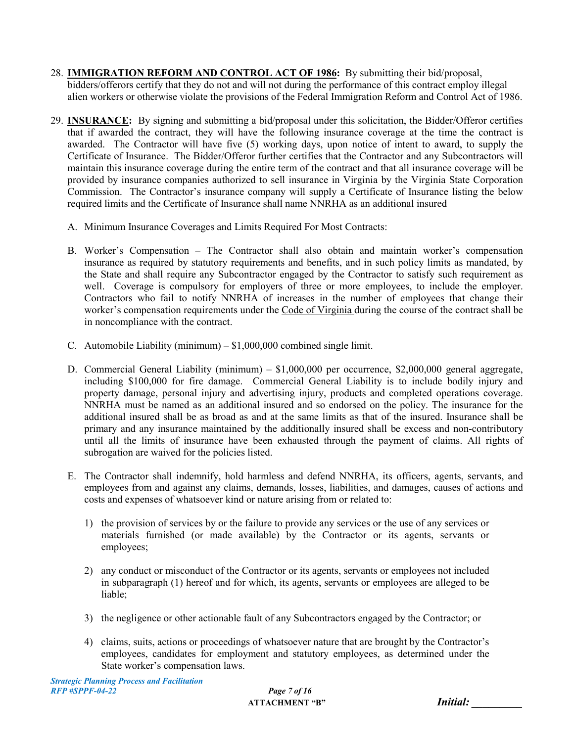28. **IMMIGRATION REFORM AND CONTROL ACT OF 1986:** By submitting their bid/proposal, bidders/offerors certify that they do not and will not during the performance of this contract employ illegal alien workers or otherwise violate the provisions of the Federal Immigration Reform and Control Act of 1986.

29. **INSURANCE:** By signing and submitting a bid/proposal under this solicitation, the Bidder/Offeror certifies that if awarded the contract, they will have the following insurance coverage at the time the contract is awarded. The Contractor will have five (5) working days, upon notice of intent to award, to supply the Certificate of Insurance. The Bidder/Offeror further certifies that the Contractor and any Subcontractors will maintain this insurance coverage during the entire term of the contract and that all insurance coverage will be provided by insurance companies authorized to sell insurance in Virginia by the Virginia State Corporation Commission. The Contractor's insurance company will supply a Certificate of Insurance listing the below required limits and the Certificate of Insurance shall name NNRHA as an additional insured

    A. Minimum Insurance Coverages and Limits Required For Most Contracts:

    B. Worker's Compensation – The Contractor shall also obtain and maintain worker's compensation insurance as required by statutory requirements and benefits, and in such policy limits as mandated, by the State and shall require any Subcontractor engaged by the Contractor to satisfy such requirement as well. Coverage is compulsory for employers of three or more employees, to include the employer. Contractors who fail to notify NNRHA of increases in the number of employees that change their worker's compensation requirements under the Code of Virginia during the course of the contract shall be in noncompliance with the contract.

    C. Automobile Liability (minimum) – $1,000,000 combined single limit.

    D. Commercial General Liability (minimum) – $1,000,000 per occurrence, $2,000,000 general aggregate, including $100,000 for fire damage. Commercial General Liability is to include bodily injury and property damage, personal injury and advertising injury, products and completed operations coverage. NNRHA must be named as an additional insured and so endorsed on the policy. The insurance for the additional insured shall be as broad as and at the same limits as that of the insured. Insurance shall be primary and any insurance maintained by the additionally insured shall be excess and non-contributory until all the limits of insurance have been exhausted through the payment of claims. All rights of subrogation are waived for the policies listed.

    E. The Contractor shall indemnify, hold harmless and defend NNRHA, its officers, agents, servants, and employees from and against any claims, demands, losses, liabilities, and damages, causes of actions and costs and expenses of whatsoever kind or nature arising from or related to:

        1) the provision of services by or the failure to provide any services or the use of any services or materials furnished (or made available) by the Contractor or its agents, servants or employees;

        2) any conduct or misconduct of the Contractor or its agents, servants or employees not included in subparagraph (1) hereof and for which, its agents, servants or employees are alleged to be liable;

        3) the negligence or other actionable fault of any Subcontractors engaged by the Contractor; or

        4) claims, suits, actions or proceedings of whatsoever nature that are brought by the Contractor's employees, candidates for employment and statutory employees, as determined under the State worker's compensation laws.

*Strategic Planning Process and Facilitation*
*RFP #SPPF-04-22*

**ATTACHMENT "B"**

*Initial: _________*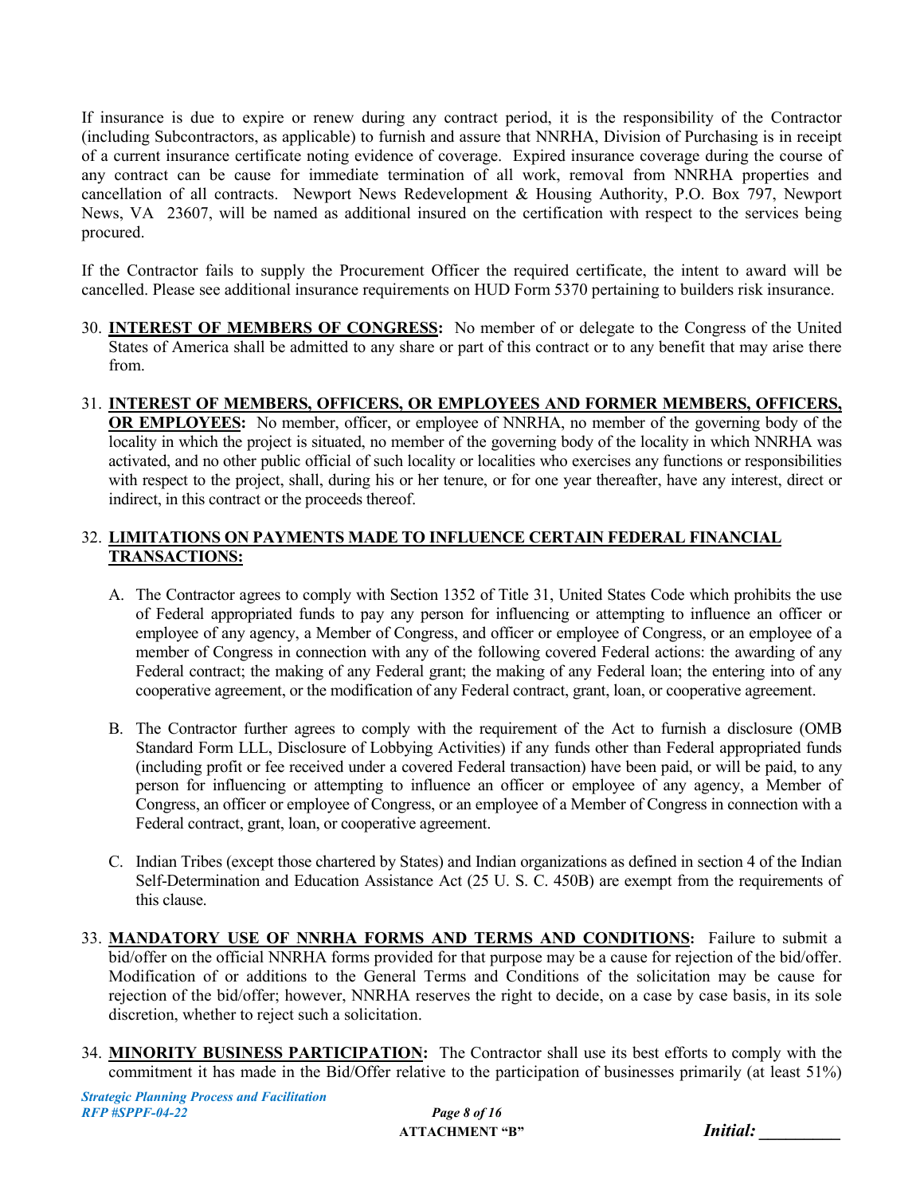If insurance is due to expire or renew during any contract period, it is the responsibility of the Contractor (including Subcontractors, as applicable) to furnish and assure that NNRHA, Division of Purchasing is in receipt of a current insurance certificate noting evidence of coverage. Expired insurance coverage during the course of any contract can be cause for immediate termination of all work, removal from NNRHA properties and cancellation of all contracts. Newport News Redevelopment & Housing Authority, P.O. Box 797, Newport News, VA 23607, will be named as additional insured on the certification with respect to the services being procured.

If the Contractor fails to supply the Procurement Officer the required certificate, the intent to award will be cancelled. Please see additional insurance requirements on HUD Form 5370 pertaining to builders risk insurance.

30. **INTEREST OF MEMBERS OF CONGRESS:** No member of or delegate to the Congress of the United States of America shall be admitted to any share or part of this contract or to any benefit that may arise there from.

31. **INTEREST OF MEMBERS, OFFICERS, OR EMPLOYEES AND FORMER MEMBERS, OFFICERS, OR EMPLOYEES:** No member, officer, or employee of NNRHA, no member of the governing body of the locality in which the project is situated, no member of the governing body of the locality in which NNRHA was activated, and no other public official of such locality or localities who exercises any functions or responsibilities with respect to the project, shall, during his or her tenure, or for one year thereafter, have any interest, direct or indirect, in this contract or the proceeds thereof.

32. **LIMITATIONS ON PAYMENTS MADE TO INFLUENCE CERTAIN FEDERAL FINANCIAL TRANSACTIONS:**

    A. The Contractor agrees to comply with Section 1352 of Title 31, United States Code which prohibits the use of Federal appropriated funds to pay any person for influencing or attempting to influence an officer or employee of any agency, a Member of Congress, and officer or employee of Congress, or an employee of a member of Congress in connection with any of the following covered Federal actions: the awarding of any Federal contract; the making of any Federal grant; the making of any Federal loan; the entering into of any cooperative agreement, or the modification of any Federal contract, grant, loan, or cooperative agreement.

    B. The Contractor further agrees to comply with the requirement of the Act to furnish a disclosure (OMB Standard Form LLL, Disclosure of Lobbying Activities) if any funds other than Federal appropriated funds (including profit or fee received under a covered Federal transaction) have been paid, or will be paid, to any person for influencing or attempting to influence an officer or employee of any agency, a Member of Congress, an officer or employee of Congress, or an employee of a Member of Congress in connection with a Federal contract, grant, loan, or cooperative agreement.

    C. Indian Tribes (except those chartered by States) and Indian organizations as defined in section 4 of the Indian Self-Determination and Education Assistance Act (25 U. S. C. 450B) are exempt from the requirements of this clause.

33. **MANDATORY USE OF NNRHA FORMS AND TERMS AND CONDITIONS:** Failure to submit a bid/offer on the official NNRHA forms provided for that purpose may be a cause for rejection of the bid/offer. Modification of or additions to the General Terms and Conditions of the solicitation may be cause for rejection of the bid/offer; however, NNRHA reserves the right to decide, on a case by case basis, in its sole discretion, whether to reject such a solicitation.

34. **MINORITY BUSINESS PARTICIPATION:** The Contractor shall use its best efforts to comply with the commitment it has made in the Bid/Offer relative to the participation of businesses primarily (at least 51%)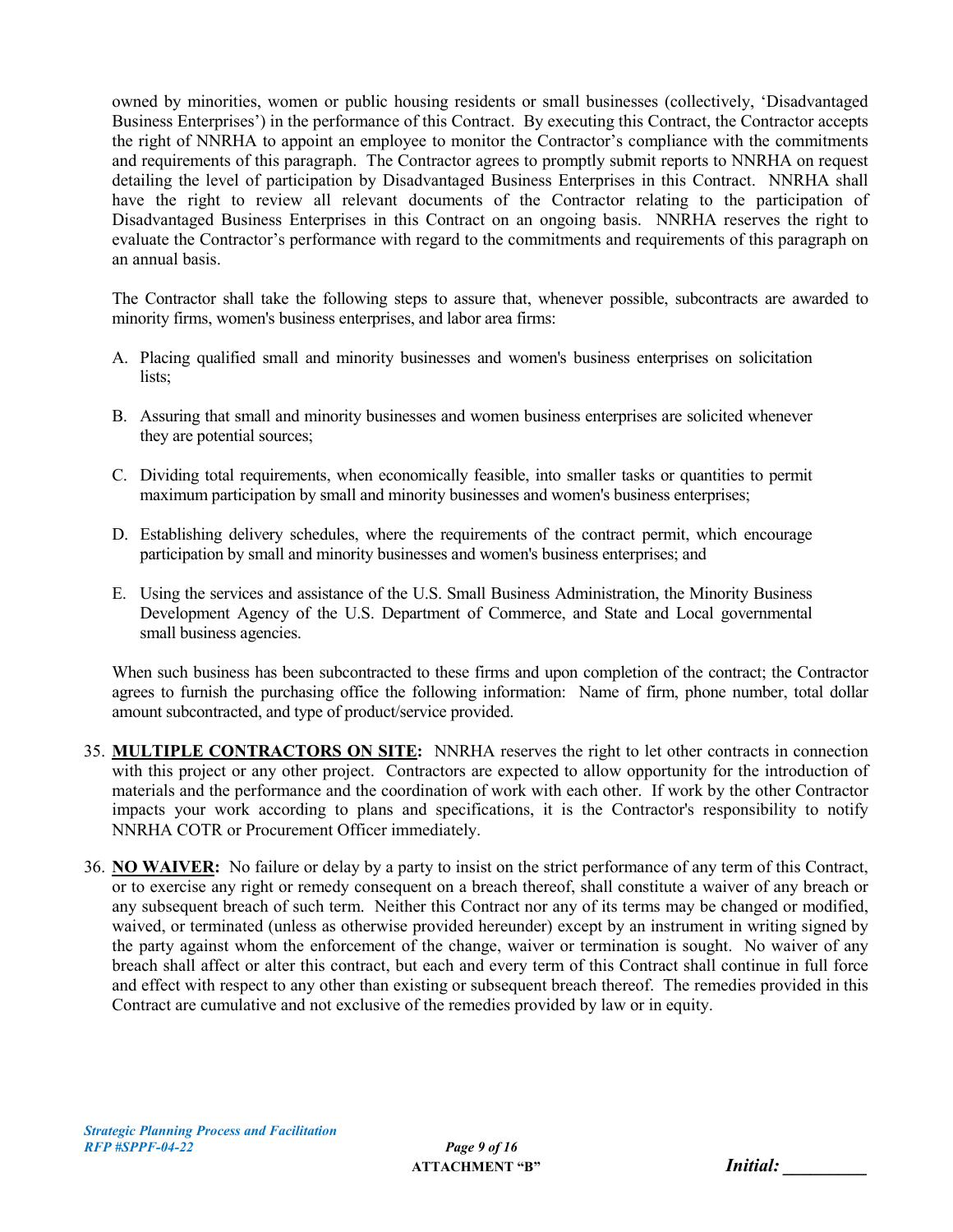owned by minorities, women or public housing residents or small businesses (collectively, 'Disadvantaged Business Enterprises') in the performance of this Contract. By executing this Contract, the Contractor accepts the right of NNRHA to appoint an employee to monitor the Contractor's compliance with the commitments and requirements of this paragraph. The Contractor agrees to promptly submit reports to NNRHA on request detailing the level of participation by Disadvantaged Business Enterprises in this Contract. NNRHA shall have the right to review all relevant documents of the Contractor relating to the participation of Disadvantaged Business Enterprises in this Contract on an ongoing basis. NNRHA reserves the right to evaluate the Contractor's performance with regard to the commitments and requirements of this paragraph on an annual basis.

The Contractor shall take the following steps to assure that, whenever possible, subcontracts are awarded to minority firms, women's business enterprises, and labor area firms:

A. Placing qualified small and minority businesses and women's business enterprises on solicitation lists;

B. Assuring that small and minority businesses and women business enterprises are solicited whenever they are potential sources;

C. Dividing total requirements, when economically feasible, into smaller tasks or quantities to permit maximum participation by small and minority businesses and women's business enterprises;

D. Establishing delivery schedules, where the requirements of the contract permit, which encourage participation by small and minority businesses and women's business enterprises; and

E. Using the services and assistance of the U.S. Small Business Administration, the Minority Business Development Agency of the U.S. Department of Commerce, and State and Local governmental small business agencies.

When such business has been subcontracted to these firms and upon completion of the contract; the Contractor agrees to furnish the purchasing office the following information: Name of firm, phone number, total dollar amount subcontracted, and type of product/service provided.

35. **MULTIPLE CONTRACTORS ON SITE:** NNRHA reserves the right to let other contracts in connection with this project or any other project. Contractors are expected to allow opportunity for the introduction of materials and the performance and the coordination of work with each other. If work by the other Contractor impacts your work according to plans and specifications, it is the Contractor's responsibility to notify NNRHA COTR or Procurement Officer immediately.

36. **NO WAIVER:** No failure or delay by a party to insist on the strict performance of any term of this Contract, or to exercise any right or remedy consequent on a breach thereof, shall constitute a waiver of any breach or any subsequent breach of such term. Neither this Contract nor any of its terms may be changed or modified, waived, or terminated (unless as otherwise provided hereunder) except by an instrument in writing signed by the party against whom the enforcement of the change, waiver or termination is sought. No waiver of any breach shall affect or alter this contract, but each and every term of this Contract shall continue in full force and effect with respect to any other than existing or subsequent breach thereof. The remedies provided in this Contract are cumulative and not exclusive of the remedies provided by law or in equity.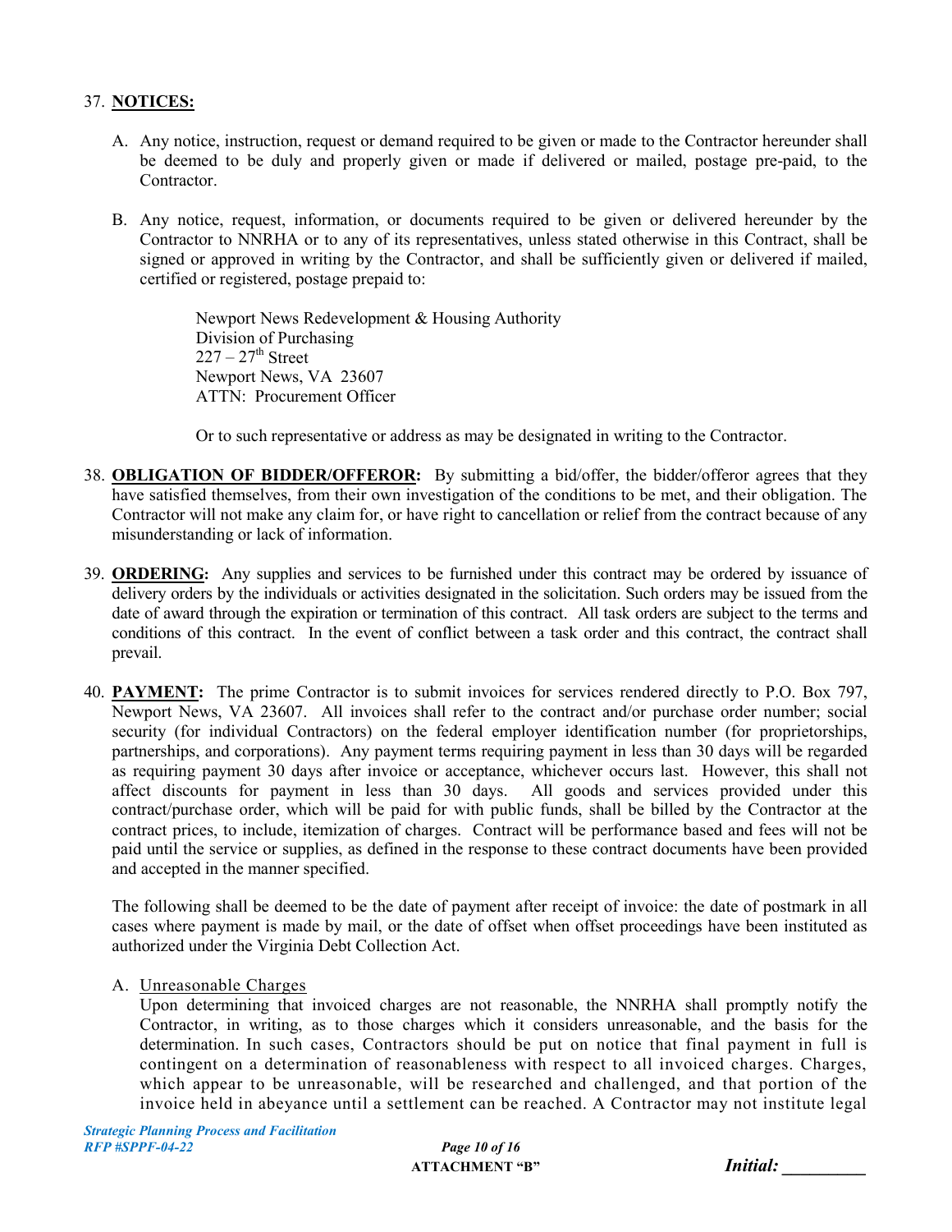37. **NOTICES:**

   A. Any notice, instruction, request or demand required to be given or made to the Contractor hereunder shall be deemed to be duly and properly given or made if delivered or mailed, postage pre-paid, to the Contractor.

   B. Any notice, request, information, or documents required to be given or delivered hereunder by the Contractor to NNRHA or to any of its representatives, unless stated otherwise in this Contract, shall be signed or approved in writing by the Contractor, and shall be sufficiently given or delivered if mailed, certified or registered, postage prepaid to:

      Newport News Redevelopment & Housing Authority
      Division of Purchasing
      227 – 27th Street
      Newport News, VA 23607
      ATTN: Procurement Officer

      Or to such representative or address as may be designated in writing to the Contractor.

38. **OBLIGATION OF BIDDER/OFFEROR:** By submitting a bid/offer, the bidder/offeror agrees that they have satisfied themselves, from their own investigation of the conditions to be met, and their obligation. The Contractor will not make any claim for, or have right to cancellation or relief from the contract because of any misunderstanding or lack of information.

39. **ORDERING:** Any supplies and services to be furnished under this contract may be ordered by issuance of delivery orders by the individuals or activities designated in the solicitation. Such orders may be issued from the date of award through the expiration or termination of this contract. All task orders are subject to the terms and conditions of this contract. In the event of conflict between a task order and this contract, the contract shall prevail.

40. **PAYMENT:** The prime Contractor is to submit invoices for services rendered directly to P.O. Box 797, Newport News, VA 23607. All invoices shall refer to the contract and/or purchase order number; social security (for individual Contractors) on the federal employer identification number (for proprietorships, partnerships, and corporations). Any payment terms requiring payment in less than 30 days will be regarded as requiring payment 30 days after invoice or acceptance, whichever occurs last. However, this shall not affect discounts for payment in less than 30 days. All goods and services provided under this contract/purchase order, which will be paid for with public funds, shall be billed by the Contractor at the contract prices, to include, itemization of charges. Contract will be performance based and fees will not be paid until the service or supplies, as defined in the response to these contract documents have been provided and accepted in the manner specified.

   The following shall be deemed to be the date of payment after receipt of invoice: the date of postmark in all cases where payment is made by mail, or the date of offset when offset proceedings have been instituted as authorized under the Virginia Debt Collection Act.

   A. Unreasonable Charges
   Upon determining that invoiced charges are not reasonable, the NNRHA shall promptly notify the Contractor, in writing, as to those charges which it considers unreasonable, and the basis for the determination. In such cases, Contractors should be put on notice that final payment in full is contingent on a determination of reasonableness with respect to all invoiced charges. Charges, which appear to be unreasonable, will be researched and challenged, and that portion of the invoice held in abeyance until a settlement can be reached. A Contractor may not institute legal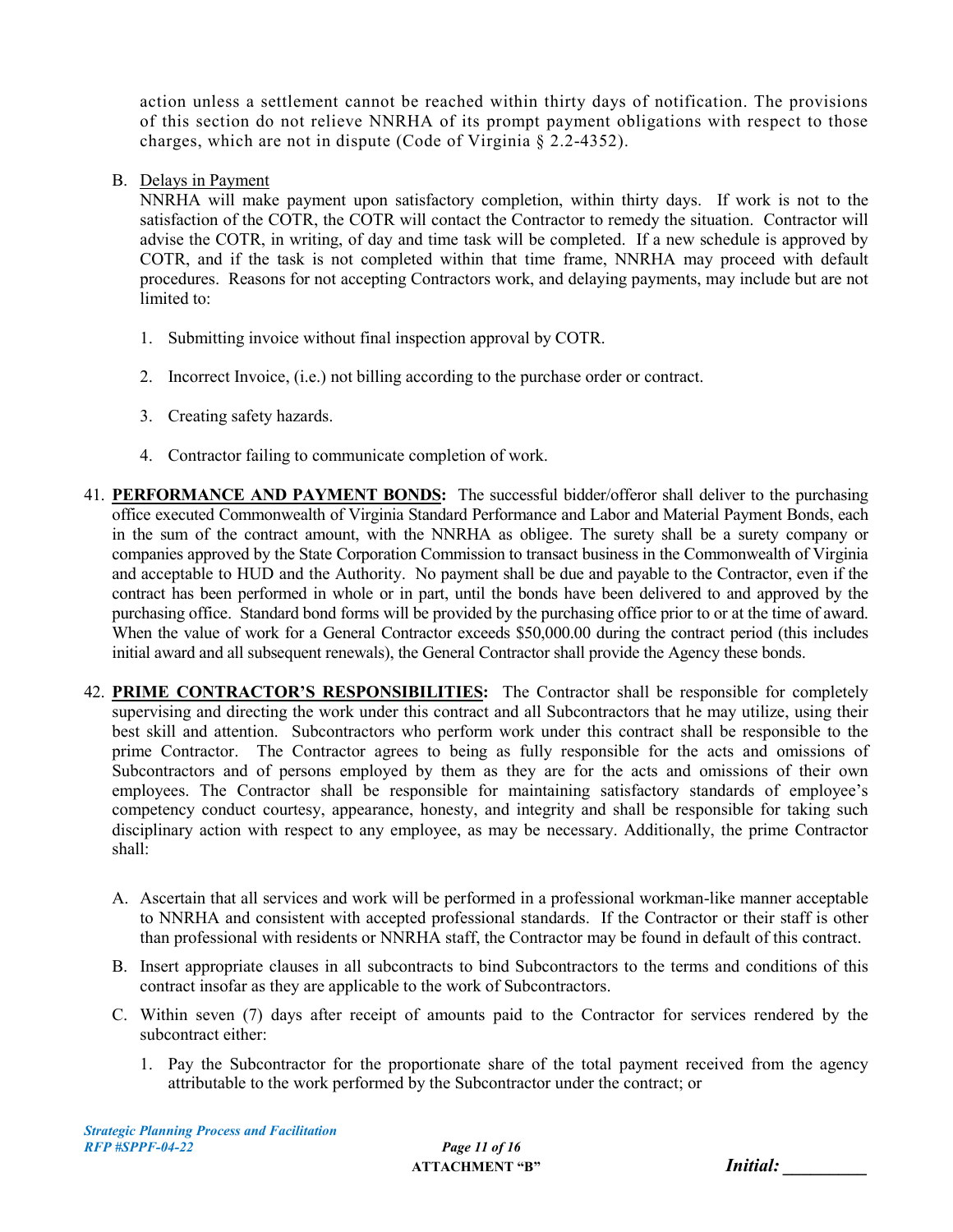action unless a settlement cannot be reached within thirty days of notification. The provisions of this section do not relieve NNRHA of its prompt payment obligations with respect to those charges, which are not in dispute (Code of Virginia § 2.2-4352).

B. Delays in Payment

NNRHA will make payment upon satisfactory completion, within thirty days. If work is not to the satisfaction of the COTR, the COTR will contact the Contractor to remedy the situation. Contractor will advise the COTR, in writing, of day and time task will be completed. If a new schedule is approved by COTR, and if the task is not completed within that time frame, NNRHA may proceed with default procedures. Reasons for not accepting Contractors work, and delaying payments, may include but are not limited to:

1. Submitting invoice without final inspection approval by COTR.
2. Incorrect Invoice, (i.e.) not billing according to the purchase order or contract.
3. Creating safety hazards.
4. Contractor failing to communicate completion of work.

41. **PERFORMANCE AND PAYMENT BONDS:** The successful bidder/offeror shall deliver to the purchasing office executed Commonwealth of Virginia Standard Performance and Labor and Material Payment Bonds, each in the sum of the contract amount, with the NNRHA as obligee. The surety shall be a surety company or companies approved by the State Corporation Commission to transact business in the Commonwealth of Virginia and acceptable to HUD and the Authority. No payment shall be due and payable to the Contractor, even if the contract has been performed in whole or in part, until the bonds have been delivered to and approved by the purchasing office. Standard bond forms will be provided by the purchasing office prior to or at the time of award. When the value of work for a General Contractor exceeds $50,000.00 during the contract period (this includes initial award and all subsequent renewals), the General Contractor shall provide the Agency these bonds.

42. **PRIME CONTRACTOR'S RESPONSIBILITIES:** The Contractor shall be responsible for completely supervising and directing the work under this contract and all Subcontractors that he may utilize, using their best skill and attention. Subcontractors who perform work under this contract shall be responsible to the prime Contractor. The Contractor agrees to being as fully responsible for the acts and omissions of Subcontractors and of persons employed by them as they are for the acts and omissions of their own employees. The Contractor shall be responsible for maintaining satisfactory standards of employee's competency conduct courtesy, appearance, honesty, and integrity and shall be responsible for taking such disciplinary action with respect to any employee, as may be necessary. Additionally, the prime Contractor shall:

   A. Ascertain that all services and work will be performed in a professional workman-like manner acceptable to NNRHA and consistent with accepted professional standards. If the Contractor or their staff is other than professional with residents or NNRHA staff, the Contractor may be found in default of this contract.

   B. Insert appropriate clauses in all subcontracts to bind Subcontractors to the terms and conditions of this contract insofar as they are applicable to the work of Subcontractors.

   C. Within seven (7) days after receipt of amounts paid to the Contractor for services rendered by the subcontract either:

      1. Pay the Subcontractor for the proportionate share of the total payment received from the agency attributable to the work performed by the Subcontractor under the contract; or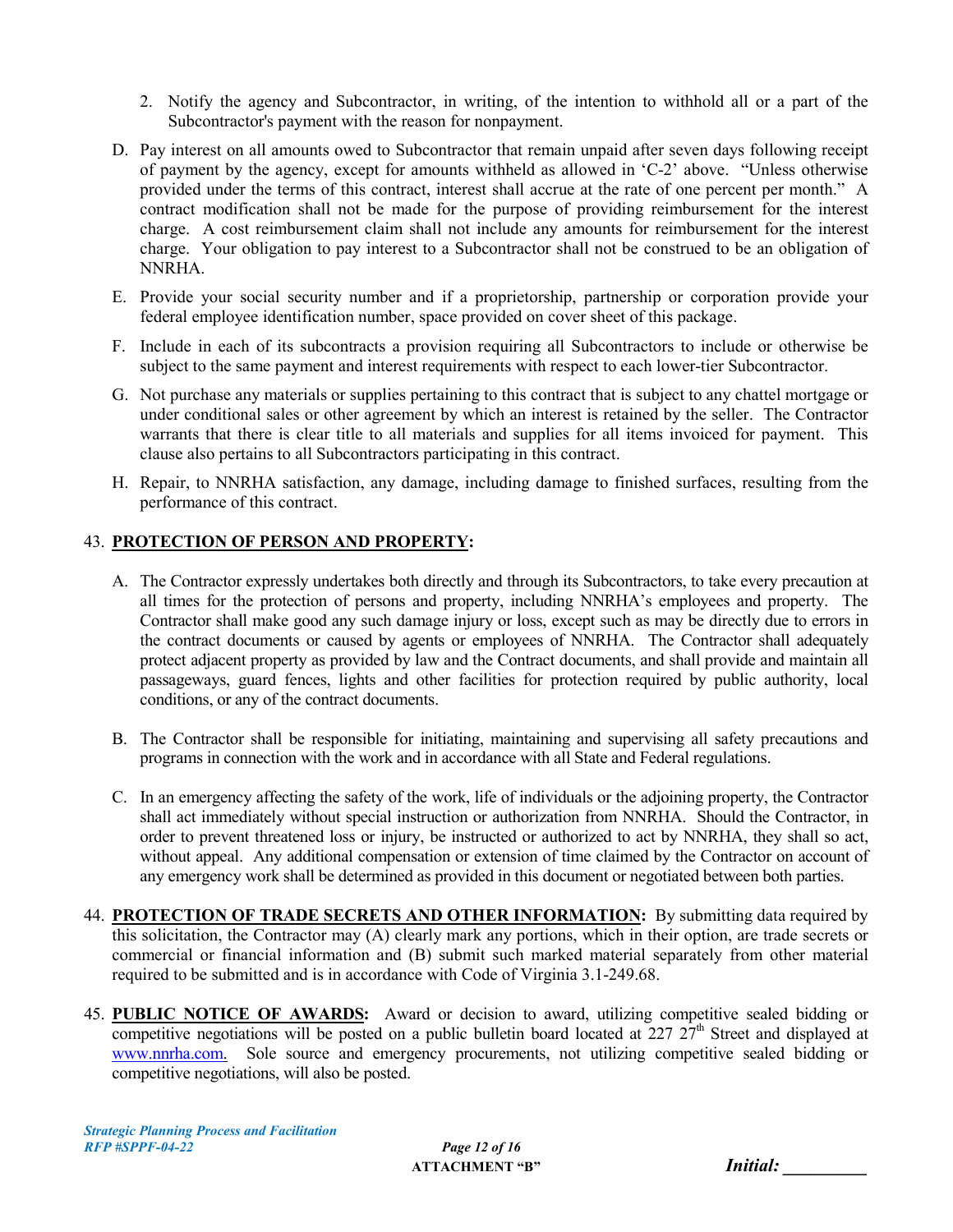2. Notify the agency and Subcontractor, in writing, of the intention to withhold all or a part of the Subcontractor's payment with the reason for nonpayment.

D. Pay interest on all amounts owed to Subcontractor that remain unpaid after seven days following receipt of payment by the agency, except for amounts withheld as allowed in 'C-2' above. "Unless otherwise provided under the terms of this contract, interest shall accrue at the rate of one percent per month." A contract modification shall not be made for the purpose of providing reimbursement for the interest charge. A cost reimbursement claim shall not include any amounts for reimbursement for the interest charge. Your obligation to pay interest to a Subcontractor shall not be construed to be an obligation of NNRHA.

E. Provide your social security number and if a proprietorship, partnership or corporation provide your federal employee identification number, space provided on cover sheet of this package.

F. Include in each of its subcontracts a provision requiring all Subcontractors to include or otherwise be subject to the same payment and interest requirements with respect to each lower-tier Subcontractor.

G. Not purchase any materials or supplies pertaining to this contract that is subject to any chattel mortgage or under conditional sales or other agreement by which an interest is retained by the seller. The Contractor warrants that there is clear title to all materials and supplies for all items invoiced for payment. This clause also pertains to all Subcontractors participating in this contract.

H. Repair, to NNRHA satisfaction, any damage, including damage to finished surfaces, resulting from the performance of this contract.

43. **PROTECTION OF PERSON AND PROPERTY:**

A. The Contractor expressly undertakes both directly and through its Subcontractors, to take every precaution at all times for the protection of persons and property, including NNRHA's employees and property. The Contractor shall make good any such damage injury or loss, except such as may be directly due to errors in the contract documents or caused by agents or employees of NNRHA. The Contractor shall adequately protect adjacent property as provided by law and the Contract documents, and shall provide and maintain all passageways, guard fences, lights and other facilities for protection required by public authority, local conditions, or any of the contract documents.

B. The Contractor shall be responsible for initiating, maintaining and supervising all safety precautions and programs in connection with the work and in accordance with all State and Federal regulations.

C. In an emergency affecting the safety of the work, life of individuals or the adjoining property, the Contractor shall act immediately without special instruction or authorization from NNRHA. Should the Contractor, in order to prevent threatened loss or injury, be instructed or authorized to act by NNRHA, they shall so act, without appeal. Any additional compensation or extension of time claimed by the Contractor on account of any emergency work shall be determined as provided in this document or negotiated between both parties.

44. **PROTECTION OF TRADE SECRETS AND OTHER INFORMATION:** By submitting data required by this solicitation, the Contractor may (A) clearly mark any portions, which in their option, are trade secrets or commercial or financial information and (B) submit such marked material separately from other material required to be submitted and is in accordance with Code of Virginia 3.1-249.68.

45. **PUBLIC NOTICE OF AWARDS:** Award or decision to award, utilizing competitive sealed bidding or competitive negotiations will be posted on a public bulletin board located at 227 27th Street and displayed at www.nnrha.com. Sole source and emergency procurements, not utilizing competitive sealed bidding or competitive negotiations, will also be posted.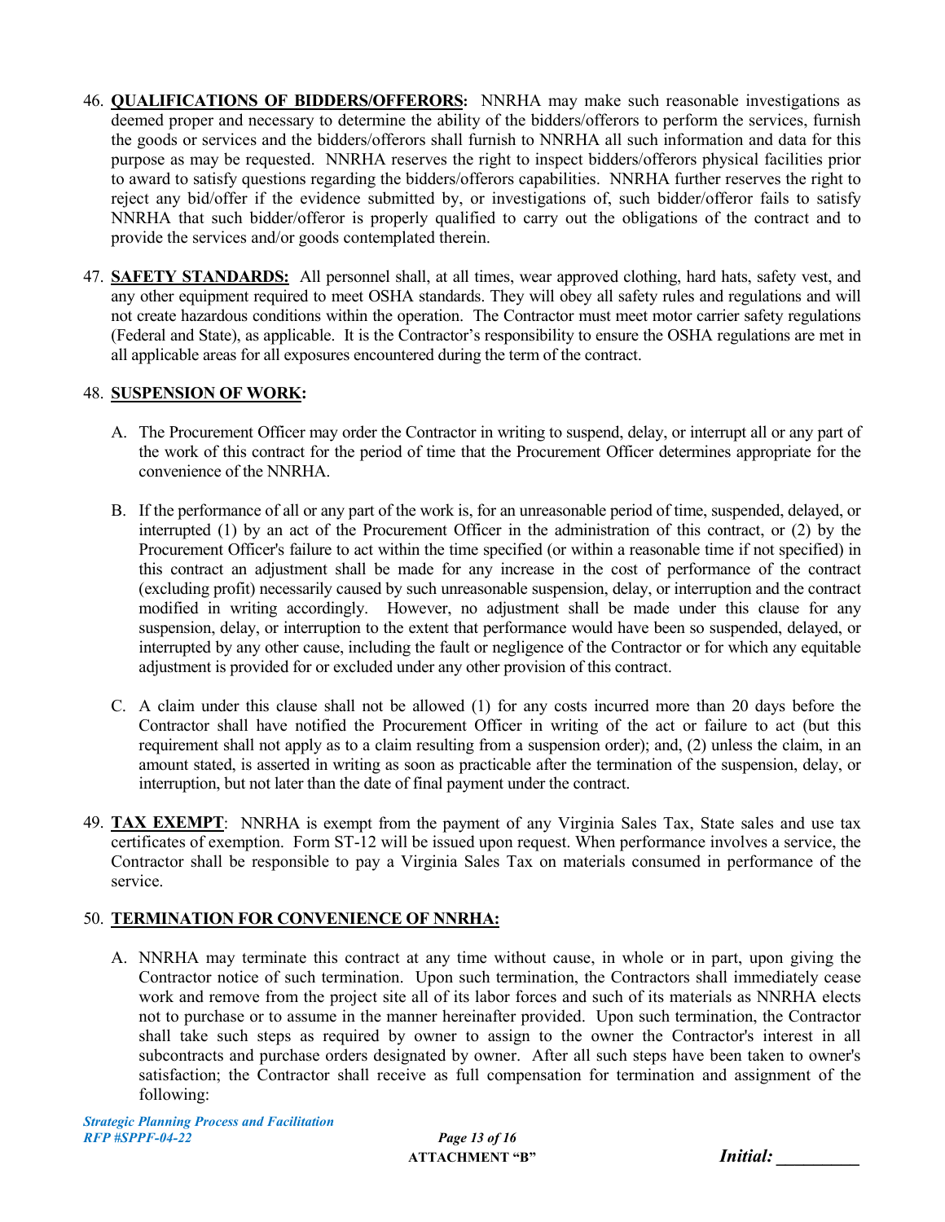46. **QUALIFICATIONS OF BIDDERS/OFFERORS:** NNRHA may make such reasonable investigations as deemed proper and necessary to determine the ability of the bidders/offerors to perform the services, furnish the goods or services and the bidders/offerors shall furnish to NNRHA all such information and data for this purpose as may be requested. NNRHA reserves the right to inspect bidders/offerors physical facilities prior to award to satisfy questions regarding the bidders/offerors capabilities. NNRHA further reserves the right to reject any bid/offer if the evidence submitted by, or investigations of, such bidder/offeror fails to satisfy NNRHA that such bidder/offeror is properly qualified to carry out the obligations of the contract and to provide the services and/or goods contemplated therein.

47. **SAFETY STANDARDS:** All personnel shall, at all times, wear approved clothing, hard hats, safety vest, and any other equipment required to meet OSHA standards. They will obey all safety rules and regulations and will not create hazardous conditions within the operation. The Contractor must meet motor carrier safety regulations (Federal and State), as applicable. It is the Contractor's responsibility to ensure the OSHA regulations are met in all applicable areas for all exposures encountered during the term of the contract.

48. **SUSPENSION OF WORK:**

    A. The Procurement Officer may order the Contractor in writing to suspend, delay, or interrupt all or any part of the work of this contract for the period of time that the Procurement Officer determines appropriate for the convenience of the NNRHA.

    B. If the performance of all or any part of the work is, for an unreasonable period of time, suspended, delayed, or interrupted (1) by an act of the Procurement Officer in the administration of this contract, or (2) by the Procurement Officer's failure to act within the time specified (or within a reasonable time if not specified) in this contract an adjustment shall be made for any increase in the cost of performance of the contract (excluding profit) necessarily caused by such unreasonable suspension, delay, or interruption and the contract modified in writing accordingly. However, no adjustment shall be made under this clause for any suspension, delay, or interruption to the extent that performance would have been so suspended, delayed, or interrupted by any other cause, including the fault or negligence of the Contractor or for which any equitable adjustment is provided for or excluded under any other provision of this contract.

    C. A claim under this clause shall not be allowed (1) for any costs incurred more than 20 days before the Contractor shall have notified the Procurement Officer in writing of the act or failure to act (but this requirement shall not apply as to a claim resulting from a suspension order); and, (2) unless the claim, in an amount stated, is asserted in writing as soon as practicable after the termination of the suspension, delay, or interruption, but not later than the date of final payment under the contract.

49. **TAX EXEMPT**: NNRHA is exempt from the payment of any Virginia Sales Tax, State sales and use tax certificates of exemption. Form ST-12 will be issued upon request. When performance involves a service, the Contractor shall be responsible to pay a Virginia Sales Tax on materials consumed in performance of the service.

50. **TERMINATION FOR CONVENIENCE OF NNRHA:**

    A. NNRHA may terminate this contract at any time without cause, in whole or in part, upon giving the Contractor notice of such termination. Upon such termination, the Contractors shall immediately cease work and remove from the project site all of its labor forces and such of its materials as NNRHA elects not to purchase or to assume in the manner hereinafter provided. Upon such termination, the Contractor shall take such steps as required by owner to assign to the owner the Contractor's interest in all subcontracts and purchase orders designated by owner. After all such steps have been taken to owner's satisfaction; the Contractor shall receive as full compensation for termination and assignment of the following:

*Strategic Planning Process and Facilitation*
*RFP #SPPF-04-22*

**ATTACHMENT "B"**

*Initial: _________*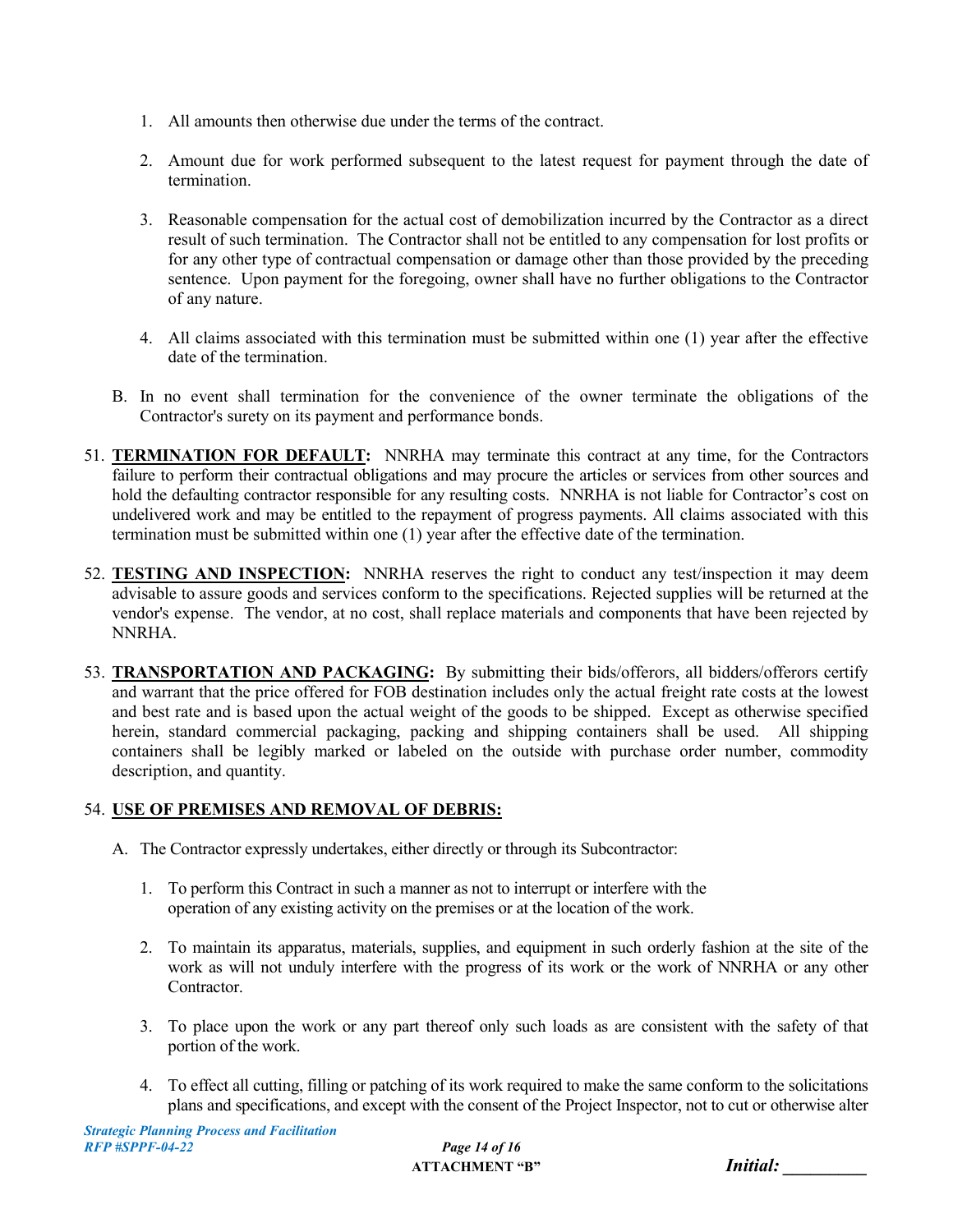1. All amounts then otherwise due under the terms of the contract.

2. Amount due for work performed subsequent to the latest request for payment through the date of termination.

3. Reasonable compensation for the actual cost of demobilization incurred by the Contractor as a direct result of such termination. The Contractor shall not be entitled to any compensation for lost profits or for any other type of contractual compensation or damage other than those provided by the preceding sentence. Upon payment for the foregoing, owner shall have no further obligations to the Contractor of any nature.

4. All claims associated with this termination must be submitted within one (1) year after the effective date of the termination.

B. In no event shall termination for the convenience of the owner terminate the obligations of the Contractor's surety on its payment and performance bonds.

51. **TERMINATION FOR DEFAULT:** NNRHA may terminate this contract at any time, for the Contractors failure to perform their contractual obligations and may procure the articles or services from other sources and hold the defaulting contractor responsible for any resulting costs. NNRHA is not liable for Contractor's cost on undelivered work and may be entitled to the repayment of progress payments. All claims associated with this termination must be submitted within one (1) year after the effective date of the termination.

52. **TESTING AND INSPECTION:** NNRHA reserves the right to conduct any test/inspection it may deem advisable to assure goods and services conform to the specifications. Rejected supplies will be returned at the vendor's expense. The vendor, at no cost, shall replace materials and components that have been rejected by NNRHA.

53. **TRANSPORTATION AND PACKAGING:** By submitting their bids/offerors, all bidders/offerors certify and warrant that the price offered for FOB destination includes only the actual freight rate costs at the lowest and best rate and is based upon the actual weight of the goods to be shipped. Except as otherwise specified herein, standard commercial packaging, packing and shipping containers shall be used. All shipping containers shall be legibly marked or labeled on the outside with purchase order number, commodity description, and quantity.

54. **USE OF PREMISES AND REMOVAL OF DEBRIS:**

A. The Contractor expressly undertakes, either directly or through its Subcontractor:

1. To perform this Contract in such a manner as not to interrupt or interfere with the operation of any existing activity on the premises or at the location of the work.

2. To maintain its apparatus, materials, supplies, and equipment in such orderly fashion at the site of the work as will not unduly interfere with the progress of its work or the work of NNRHA or any other Contractor.

3. To place upon the work or any part thereof only such loads as are consistent with the safety of that portion of the work.

4. To effect all cutting, filling or patching of its work required to make the same conform to the solicitations plans and specifications, and except with the consent of the Project Inspector, not to cut or otherwise alter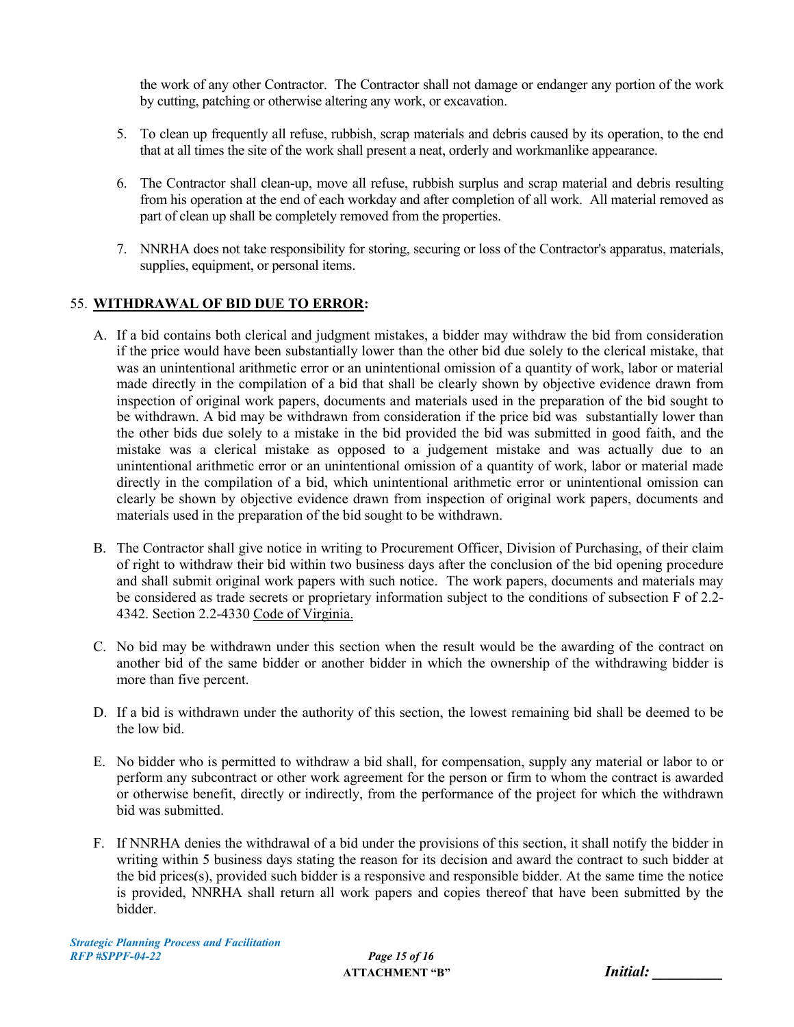the work of any other Contractor. The Contractor shall not damage or endanger any portion of the work by cutting, patching or otherwise altering any work, or excavation.

5. To clean up frequently all refuse, rubbish, scrap materials and debris caused by its operation, to the end that at all times the site of the work shall present a neat, orderly and workmanlike appearance.

6. The Contractor shall clean-up, move all refuse, rubbish surplus and scrap material and debris resulting from his operation at the end of each workday and after completion of all work. All material removed as part of clean up shall be completely removed from the properties.

7. NNRHA does not take responsibility for storing, securing or loss of the Contractor's apparatus, materials, supplies, equipment, or personal items.

55. **WITHDRAWAL OF BID DUE TO ERROR:**

A. If a bid contains both clerical and judgment mistakes, a bidder may withdraw the bid from consideration if the price would have been substantially lower than the other bid due solely to the clerical mistake, that was an unintentional arithmetic error or an unintentional omission of a quantity of work, labor or material made directly in the compilation of a bid that shall be clearly shown by objective evidence drawn from inspection of original work papers, documents and materials used in the preparation of the bid sought to be withdrawn. A bid may be withdrawn from consideration if the price bid was substantially lower than the other bids due solely to a mistake in the bid provided the bid was submitted in good faith, and the mistake was a clerical mistake as opposed to a judgement mistake and was actually due to an unintentional arithmetic error or an unintentional omission of a quantity of work, labor or material made directly in the compilation of a bid, which unintentional arithmetic error or unintentional omission can clearly be shown by objective evidence drawn from inspection of original work papers, documents and materials used in the preparation of the bid sought to be withdrawn.

B. The Contractor shall give notice in writing to Procurement Officer, Division of Purchasing, of their claim of right to withdraw their bid within two business days after the conclusion of the bid opening procedure and shall submit original work papers with such notice. The work papers, documents and materials may be considered as trade secrets or proprietary information subject to the conditions of subsection F of 2.2-4342. Section 2.2-4330 Code of Virginia.

C. No bid may be withdrawn under this section when the result would be the awarding of the contract on another bid of the same bidder or another bidder in which the ownership of the withdrawing bidder is more than five percent.

D. If a bid is withdrawn under the authority of this section, the lowest remaining bid shall be deemed to be the low bid.

E. No bidder who is permitted to withdraw a bid shall, for compensation, supply any material or labor to or perform any subcontract or other work agreement for the person or firm to whom the contract is awarded or otherwise benefit, directly or indirectly, from the performance of the project for which the withdrawn bid was submitted.

F. If NNRHA denies the withdrawal of a bid under the provisions of this section, it shall notify the bidder in writing within 5 business days stating the reason for its decision and award the contract to such bidder at the bid prices(s), provided such bidder is a responsive and responsible bidder. At the same time the notice is provided, NNRHA shall return all work papers and copies thereof that have been submitted by the bidder.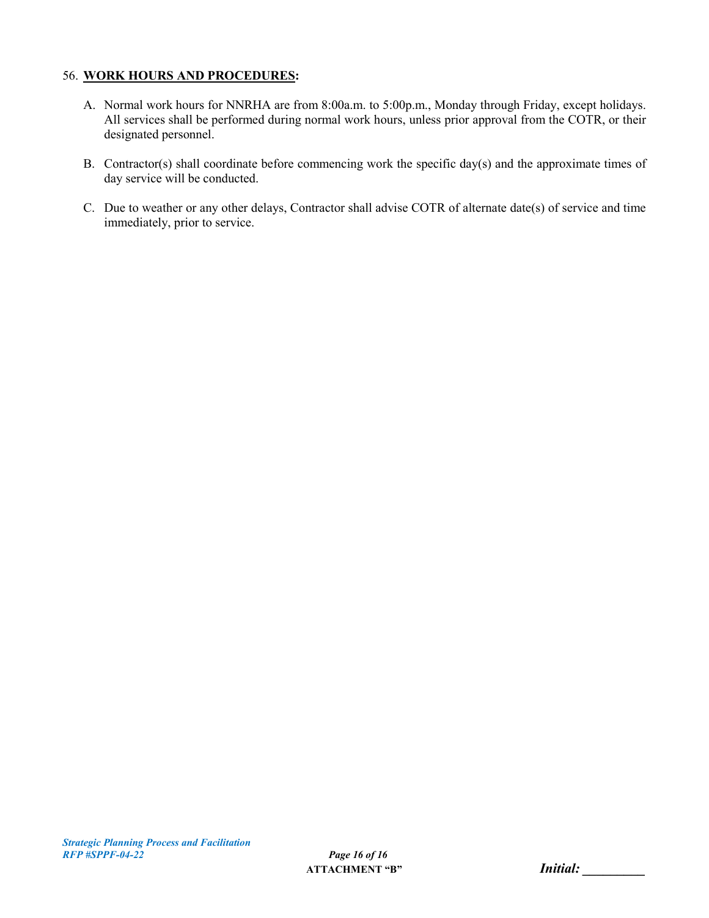56. **WORK HOURS AND PROCEDURES:**

A. Normal work hours for NNRHA are from 8:00a.m. to 5:00p.m., Monday through Friday, except holidays. All services shall be performed during normal work hours, unless prior approval from the COTR, or their designated personnel.

B. Contractor(s) shall coordinate before commencing work the specific day(s) and the approximate times of day service will be conducted.

C. Due to weather or any other delays, Contractor shall advise COTR of alternate date(s) of service and time immediately, prior to service.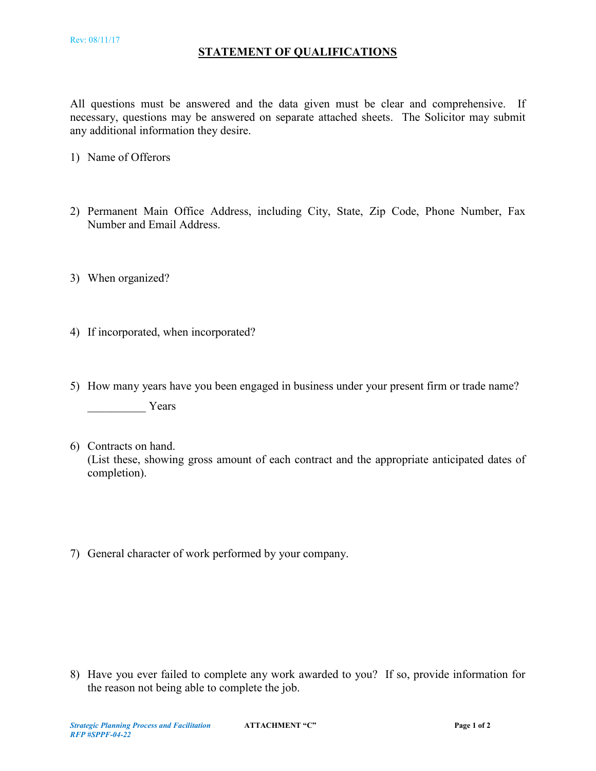# STATEMENT OF QUALIFICATIONS

All questions must be answered and the data given must be clear and comprehensive. If necessary, questions may be answered on separate attached sheets. The Solicitor may submit any additional information they desire.

1) Name of Offerors

2) Permanent Main Office Address, including City, State, Zip Code, Phone Number, Fax Number and Email Address.

3) When organized?

4) If incorporated, when incorporated?

5) How many years have you been engaged in business under your present firm or trade name?

   __________ Years

6) Contracts on hand.
   (List these, showing gross amount of each contract and the appropriate anticipated dates of completion).

7) General character of work performed by your company.

8) Have you ever failed to complete any work awarded to you? If so, provide information for the reason not being able to complete the job.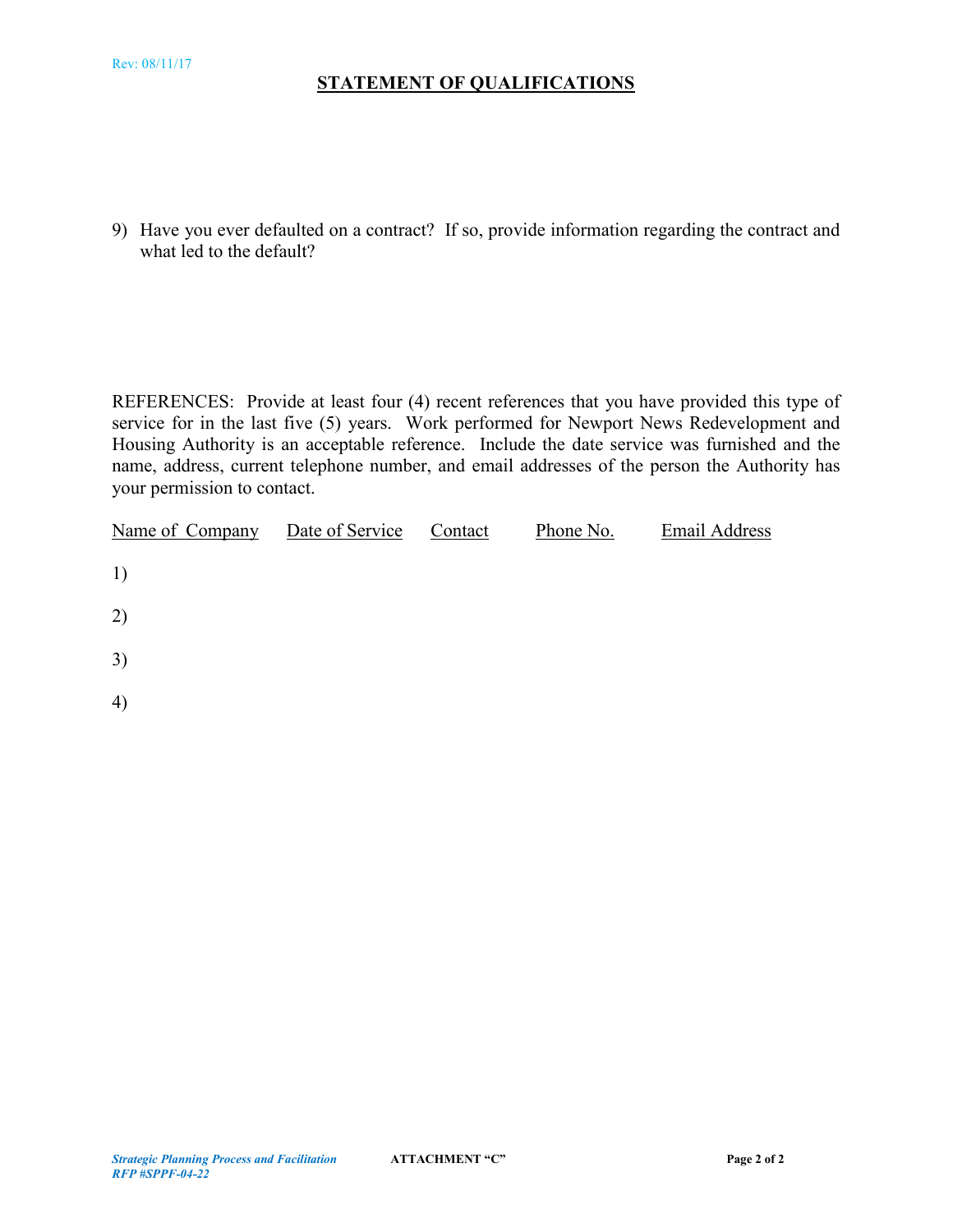## STATEMENT OF QUALIFICATIONS

9) Have you ever defaulted on a contract? If so, provide information regarding the contract and what led to the default?

REFERENCES: Provide at least four (4) recent references that you have provided this type of service for in the last five (5) years. Work performed for Newport News Redevelopment and Housing Authority is an acceptable reference. Include the date service was furnished and the name, address, current telephone number, and email addresses of the person the Authority has your permission to contact.

| | Name of Company | Date of Service | Contact | Phone No. | Email Address |
|---|---|---|---|---|---|
| 1) | | | | | |
| 2) | | | | | |
| 3) | | | | | |
| 4) | | | | | |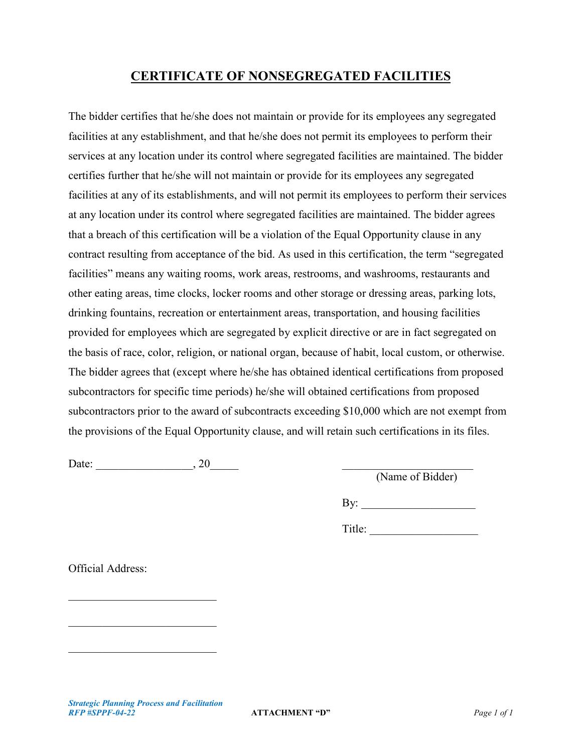# CERTIFICATE OF NONSEGREGATED FACILITIES

The bidder certifies that he/she does not maintain or provide for its employees any segregated facilities at any establishment, and that he/she does not permit its employees to perform their services at any location under its control where segregated facilities are maintained. The bidder certifies further that he/she will not maintain or provide for its employees any segregated facilities at any of its establishments, and will not permit its employees to perform their services at any location under its control where segregated facilities are maintained. The bidder agrees that a breach of this certification will be a violation of the Equal Opportunity clause in any contract resulting from acceptance of the bid. As used in this certification, the term "segregated facilities" means any waiting rooms, work areas, restrooms, and washrooms, restaurants and other eating areas, time clocks, locker rooms and other storage or dressing areas, parking lots, drinking fountains, recreation or entertainment areas, transportation, and housing facilities provided for employees which are segregated by explicit directive or are in fact segregated on the basis of race, color, religion, or national organ, because of habit, local custom, or otherwise. The bidder agrees that (except where he/she has obtained identical certifications from proposed subcontractors for specific time periods) he/she will obtained certifications from proposed subcontractors prior to the award of subcontracts exceeding $10,000 which are not exempt from the provisions of the Equal Opportunity clause, and will retain such certifications in its files.

Date: _________________, 20_____

_______________________
(Name of Bidder)

By: ____________________

Title: ___________________

Official Address:

___________________________

___________________________

___________________________

*Strategic Planning Process and Facilitation*
*RFP #SPPF-04-22*

**ATTACHMENT "D"**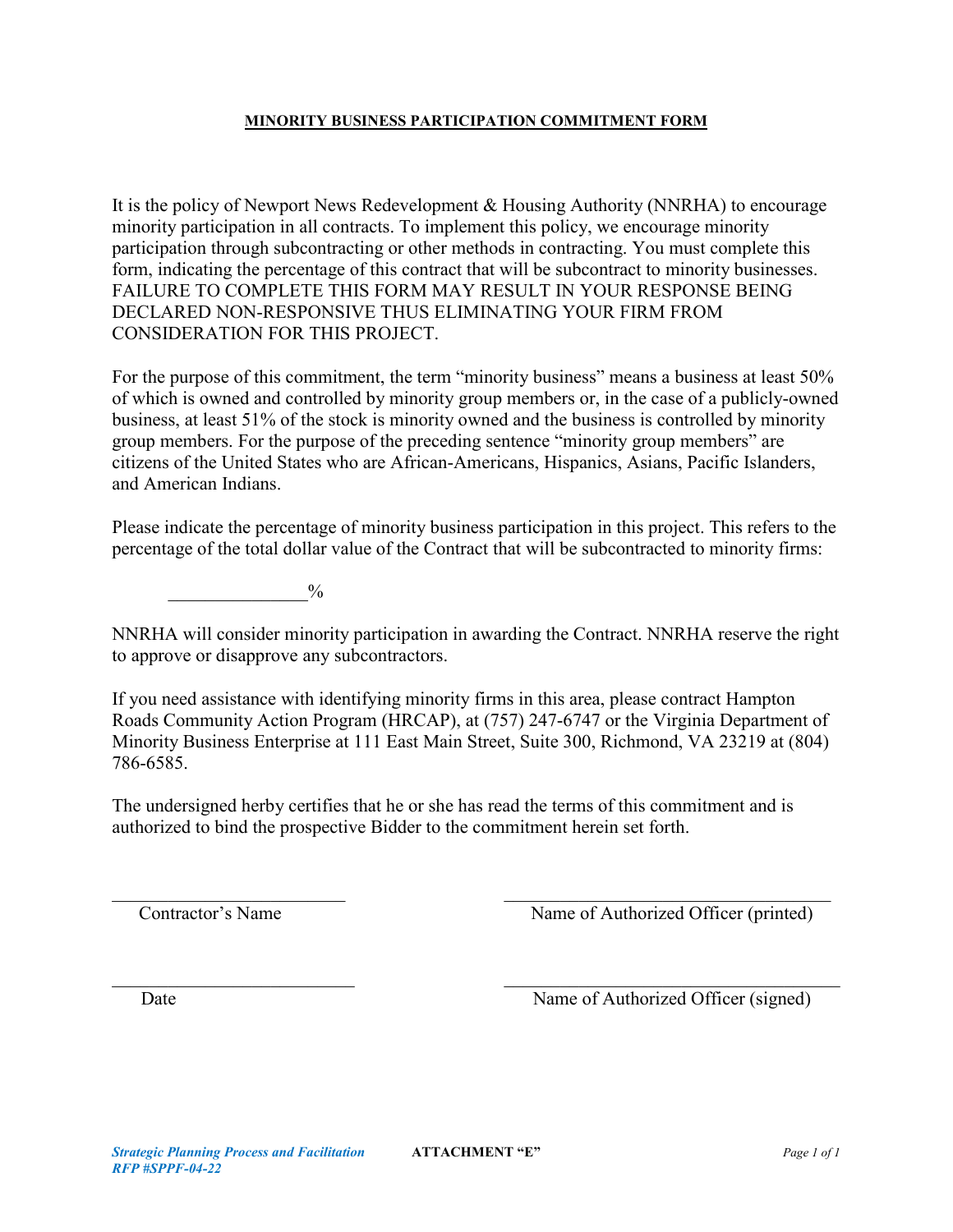**MINORITY BUSINESS PARTICIPATION COMMITMENT FORM**

It is the policy of Newport News Redevelopment & Housing Authority (NNRHA) to encourage minority participation in all contracts. To implement this policy, we encourage minority participation through subcontracting or other methods in contracting. You must complete this form, indicating the percentage of this contract that will be subcontract to minority businesses. FAILURE TO COMPLETE THIS FORM MAY RESULT IN YOUR RESPONSE BEING DECLARED NON-RESPONSIVE THUS ELIMINATING YOUR FIRM FROM CONSIDERATION FOR THIS PROJECT.

For the purpose of this commitment, the term "minority business" means a business at least 50% of which is owned and controlled by minority group members or, in the case of a publicly-owned business, at least 51% of the stock is minority owned and the business is controlled by minority group members. For the purpose of the preceding sentence "minority group members" are citizens of the United States who are African-Americans, Hispanics, Asians, Pacific Islanders, and American Indians.

Please indicate the percentage of minority business participation in this project. This refers to the percentage of the total dollar value of the Contract that will be subcontracted to minority firms:

_______________%

NNRHA will consider minority participation in awarding the Contract. NNRHA reserve the right to approve or disapprove any subcontractors.

If you need assistance with identifying minority firms in this area, please contract Hampton Roads Community Action Program (HRCAP), at (757) 247-6747 or the Virginia Department of Minority Business Enterprise at 111 East Main Street, Suite 300, Richmond, VA 23219 at (804) 786-6585.

The undersigned herby certifies that he or she has read the terms of this commitment and is authorized to bind the prospective Bidder to the commitment herein set forth.

___________________________ Contractor's Name

___________________________ Name of Authorized Officer (printed)

___________________________ Date

___________________________ Name of Authorized Officer (signed)

*Strategic Planning Process and Facilitation*
*RFP #SPPF-04-22*

**ATTACHMENT "E"**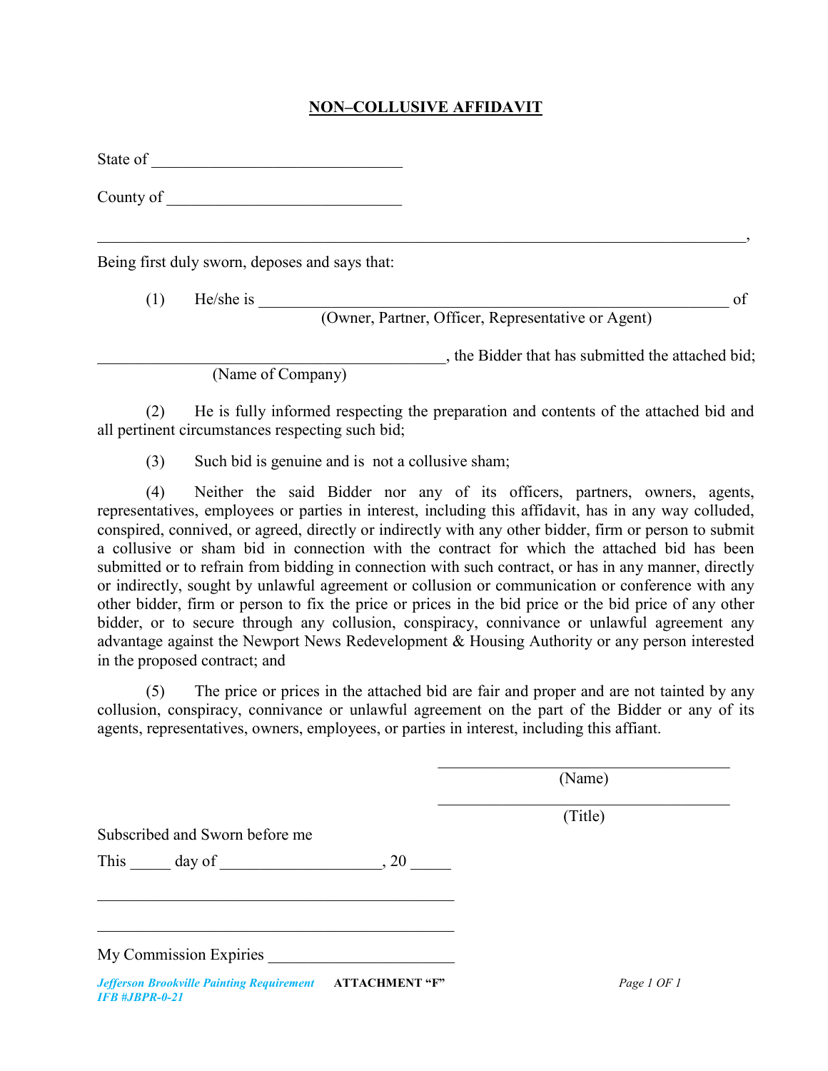# NON–COLLUSIVE AFFIDAVIT

State of ______________________________

County of ____________________________

______________________________________________________________________________,

Being first duly sworn, deposes and says that:

(1) He/she is ________________________________________________________ of
(Owner, Partner, Officer, Representative or Agent)

__________________________________________, the Bidder that has submitted the attached bid;
(Name of Company)

(2) He is fully informed respecting the preparation and contents of the attached bid and all pertinent circumstances respecting such bid;

(3) Such bid is genuine and is not a collusive sham;

(4) Neither the said Bidder nor any of its officers, partners, owners, agents, representatives, employees or parties in interest, including this affidavit, has in any way colluded, conspired, connived, or agreed, directly or indirectly with any other bidder, firm or person to submit a collusive or sham bid in connection with the contract for which the attached bid has been submitted or to refrain from bidding in connection with such contract, or has in any manner, directly or indirectly, sought by unlawful agreement or collusion or communication or conference with any other bidder, firm or person to fix the price or prices in the bid price or the bid price of any other bidder, or to secure through any collusion, conspiracy, connivance or unlawful agreement any advantage against the Newport News Redevelopment & Housing Authority or any person interested in the proposed contract; and

(5) The price or prices in the attached bid are fair and proper and are not tainted by any collusion, conspiracy, connivance or unlawful agreement on the part of the Bidder or any of its agents, representatives, owners, employees, or parties in interest, including this affiant.

____________________________________
(Name)

____________________________________
(Title)

Subscribed and Sworn before me

This _____ day of ___________________, 20 _____

____________________________________________

____________________________________________

My Commission Expiries ______________________

*Jefferson Brookville Painting Requirement* **ATTACHMENT "F"**
*IFB #JBPR-0-21*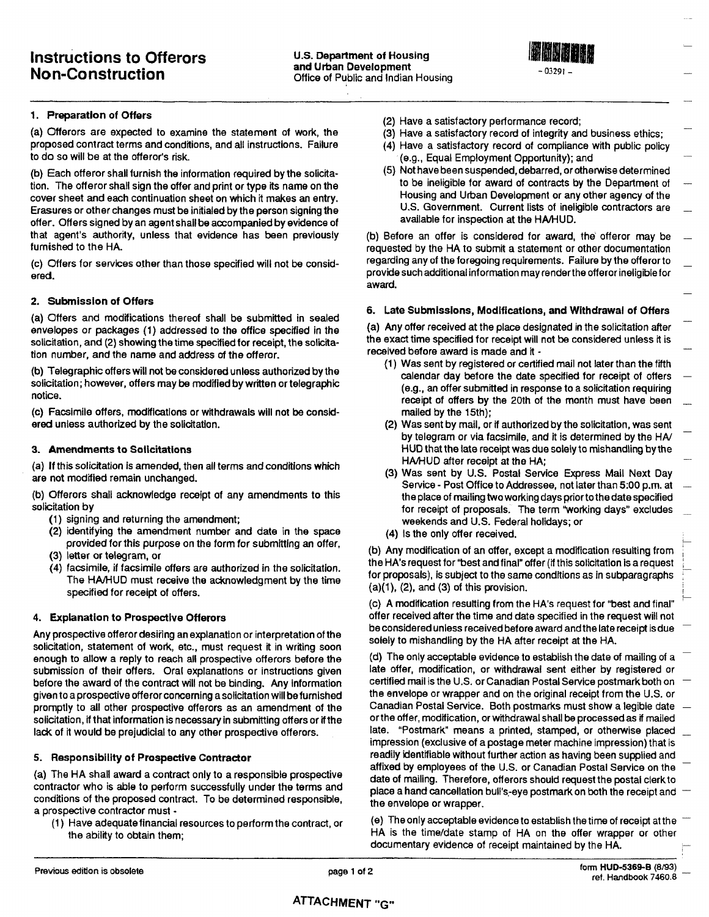# Instructions to Offerors Non-Construction

U.S. Department of Housing and Urban Development
Office of Public and Indian Housing

- 03291 -

### 1. Preparation of Offers

(a) Offerors are expected to examine the statement of work, the proposed contract terms and conditions, and all instructions. Failure to do so will be at the offeror's risk.

(b) Each offeror shall furnish the information required by the solicitation. The offeror shall sign the offer and print or type its name on the cover sheet and each continuation sheet on which it makes an entry. Erasures or other changes must be initialed by the person signing the offer. Offers signed by an agent shall be accompanied by evidence of that agent's authority, unless that evidence has been previously furnished to the HA.

(c) Offers for services other than those specified will not be considered.

### 2. Submission of Offers

(a) Offers and modifications thereof shall be submitted in sealed envelopes or packages (1) addressed to the office specified in the solicitation, and (2) showing the time specified for receipt, the solicitation number, and the name and address of the offeror.

(b) Telegraphic offers will not be considered unless authorized by the solicitation; however, offers may be modified by written or telegraphic notice.

(c) Facsimile offers, modifications or withdrawals will not be considered unless authorized by the solicitation.

### 3. Amendments to Solicitations

(a) If this solicitation is amended, then all terms and conditions which are not modified remain unchanged.

(b) Offerors shall acknowledge receipt of any amendments to this solicitation by

(1) signing and returning the amendment;
(2) identifying the amendment number and date in the space provided for this purpose on the form for submitting an offer,
(3) letter or telegram, or
(4) facsimile, if facsimile offers are authorized in the solicitation. The HA/HUD must receive the acknowledgment by the time specified for receipt of offers.

### 4. Explanation to Prospective Offerors

Any prospective offeror desiring an explanation or interpretation of the solicitation, statement of work, etc., must request it in writing soon enough to allow a reply to reach all prospective offerors before the submission of their offers. Oral explanations or instructions given before the award of the contract will not be binding. Any information given to a prospective offeror concerning a solicitation will be furnished promptly to all other prospective offerors as an amendment of the solicitation, if that information is necessary in submitting offers or if the lack of it would be prejudicial to any other prospective offerors.

### 5. Responsibility of Prospective Contractor

(a) The HA shall award a contract only to a responsible prospective contractor who is able to perform successfully under the terms and conditions of the proposed contract. To be determined responsible, a prospective contractor must -

(1) Have adequate financial resources to perform the contract, or the ability to obtain them;
(2) Have a satisfactory performance record;
(3) Have a satisfactory record of integrity and business ethics;
(4) Have a satisfactory record of compliance with public policy (e.g., Equal Employment Opportunity); and
(5) Not have been suspended, debarred, or otherwise determined to be ineligible for award of contracts by the Department of Housing and Urban Development or any other agency of the U.S. Government. Current lists of ineligible contractors are available for inspection at the HA/HUD.

(b) Before an offer is considered for award, the offeror may be requested by the HA to submit a statement or other documentation regarding any of the foregoing requirements. Failure by the offeror to provide such additional information may render the offeror ineligible for award.

### 6. Late Submissions, Modifications, and Withdrawal of Offers

(a) Any offer received at the place designated in the solicitation after the exact time specified for receipt will not be considered unless it is received before award is made and it -

(1) Was sent by registered or certified mail not later than the fifth calendar day before the date specified for receipt of offers (e.g., an offer submitted in response to a solicitation requiring receipt of offers by the 20th of the month must have been mailed by the 15th);
(2) Was sent by mail, or if authorized by the solicitation, was sent by telegram or via facsimile, and it is determined by the HA/HUD that the late receipt was due solely to mishandling by the HA/HUD after receipt at the HA;
(3) Was sent by U.S. Postal Service Express Mail Next Day Service - Post Office to Addressee, not later than 5:00 p.m. at the place of mailing two working days prior to the date specified for receipt of proposals. The term "working days" excludes weekends and U.S. Federal holidays; or
(4) Is the only offer received.

(b) Any modification of an offer, except a modification resulting from the HA's request for "best and final" offer (if this solicitation is a request for proposals), is subject to the same conditions as in subparagraphs (a)(1), (2), and (3) of this provision.

(c) A modification resulting from the HA's request for "best and final" offer received after the time and date specified in the request will not be considered unless received before award and the late receipt is due solely to mishandling by the HA after receipt at the HA.

(d) The only acceptable evidence to establish the date of mailing of a late offer, modification, or withdrawal sent either by registered or certified mail is the U.S. or Canadian Postal Service postmark both on the envelope or wrapper and on the original receipt from the U.S. or Canadian Postal Service. Both postmarks must show a legible date or the offer, modification, or withdrawal shall be processed as if mailed late. "Postmark" means a printed, stamped, or otherwise placed impression (exclusive of a postage meter machine impression) that is readily identifiable without further action as having been supplied and affixed by employees of the U.S. or Canadian Postal Service on the date of mailing. Therefore, offerors should request the postal clerk to place a hand cancellation bull's-eye postmark on both the receipt and the envelope or wrapper.

(e) The only acceptable evidence to establish the time of receipt at the HA is the time/date stamp of HA on the offer wrapper or other documentary evidence of receipt maintained by the HA.

Previous edition is obsolete

form HUD-5369-B (8/93)
ref. Handbook 7460.8

ATTACHMENT "G"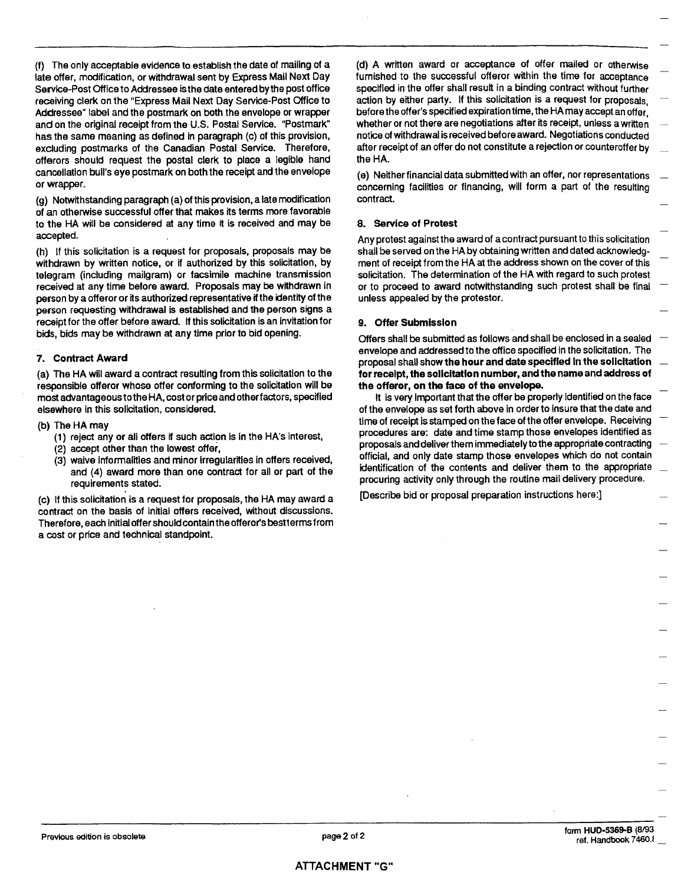(f) The only acceptable evidence to establish the date of mailing of a late offer, modification, or withdrawal sent by Express Mail Next Day Service-Post Office to Addressee is the date entered by the post office receiving clerk on the "Express Mail Next Day Service-Post Office to Addressee" label and the postmark on both the envelope or wrapper and on the original receipt from the U.S. Postal Service. "Postmark" has the same meaning as defined in paragraph (c) of this provision, excluding postmarks of the Canadian Postal Service. Therefore, offerors should request the postal clerk to place a legible hand cancellation bull's eye postmark on both the receipt and the envelope or wrapper.

(g) Notwithstanding paragraph (a) of this provision, a late modification of an otherwise successful offer that makes its terms more favorable to the HA will be considered at any time it is received and may be accepted.

(h) If this solicitation is a request for proposals, proposals may be withdrawn by written notice, or if authorized by this solicitation, by telegram (including mailgram) or facsimile machine transmission received at any time before award. Proposals may be withdrawn in person by a offeror or its authorized representative if the identity of the person requesting withdrawal is established and the person signs a receipt for the offer before award. If this solicitation is an invitation for bids, bids may be withdrawn at any time prior to bid opening.

### 7. Contract Award

(a) The HA will award a contract resulting from this solicitation to the responsible offeror whose offer conforming to the solicitation will be most advantageous to the HA, cost or price and other factors, specified elsewhere in this solicitation, considered.

(b) The HA may

(1) reject any or all offers if such action is in the HA's interest,
(2) accept other than the lowest offer,
(3) waive informalities and minor irregularities in offers received, and (4) award more than one contract for all or part of the requirements stated.

(c) If this solicitation is a request for proposals, the HA may award a contract on the basis of initial offers received, without discussions. Therefore, each initial offer should contain the offeror's best terms from a cost or price and technical standpoint.

(d) A written award or acceptance of offer mailed or otherwise furnished to the successful offeror within the time for acceptance specified in the offer shall result in a binding contract without further action by either party. If this solicitation is a request for proposals, before the offer's specified expiration time, the HA may accept an offer, whether or not there are negotiations after its receipt, unless a written notice of withdrawal is received before award. Negotiations conducted after receipt of an offer do not constitute a rejection or counteroffer by the HA.

(e) Neither financial data submitted with an offer, nor representations concerning facilities or financing, will form a part of the resulting contract.

### 8. Service of Protest

Any protest against the award of a contract pursuant to this solicitation shall be served on the HA by obtaining written and dated acknowledgment of receipt from the HA at the address shown on the cover of this solicitation. The determination of the HA with regard to such protest or to proceed to award notwithstanding such protest shall be final unless appealed by the protestor.

### 9. Offer Submission

Offers shall be submitted as follows and shall be enclosed in a sealed envelope and addressed to the office specified in the solicitation. The proposal shall show **the hour and date specified in the solicitation for receipt, the solicitation number, and the name and address of the offeror, on the face of the envelope.**

It is very important that the offer be properly identified on the face of the envelope as set forth above in order to insure that the date and time of receipt is stamped on the face of the offer envelope. Receiving procedures are: date and time stamp those envelopes identified as proposals and deliver them immediately to the appropriate contracting official, and only date stamp those envelopes which do not contain identification of the contents and deliver them to the appropriate procuring activity only through the routine mail delivery procedure.

[Describe bid or proposal preparation instructions here:]

Previous edition is obsolete

form HUD-5369-B (8/93
ref. Handbook 7460.8

ATTACHMENT "G"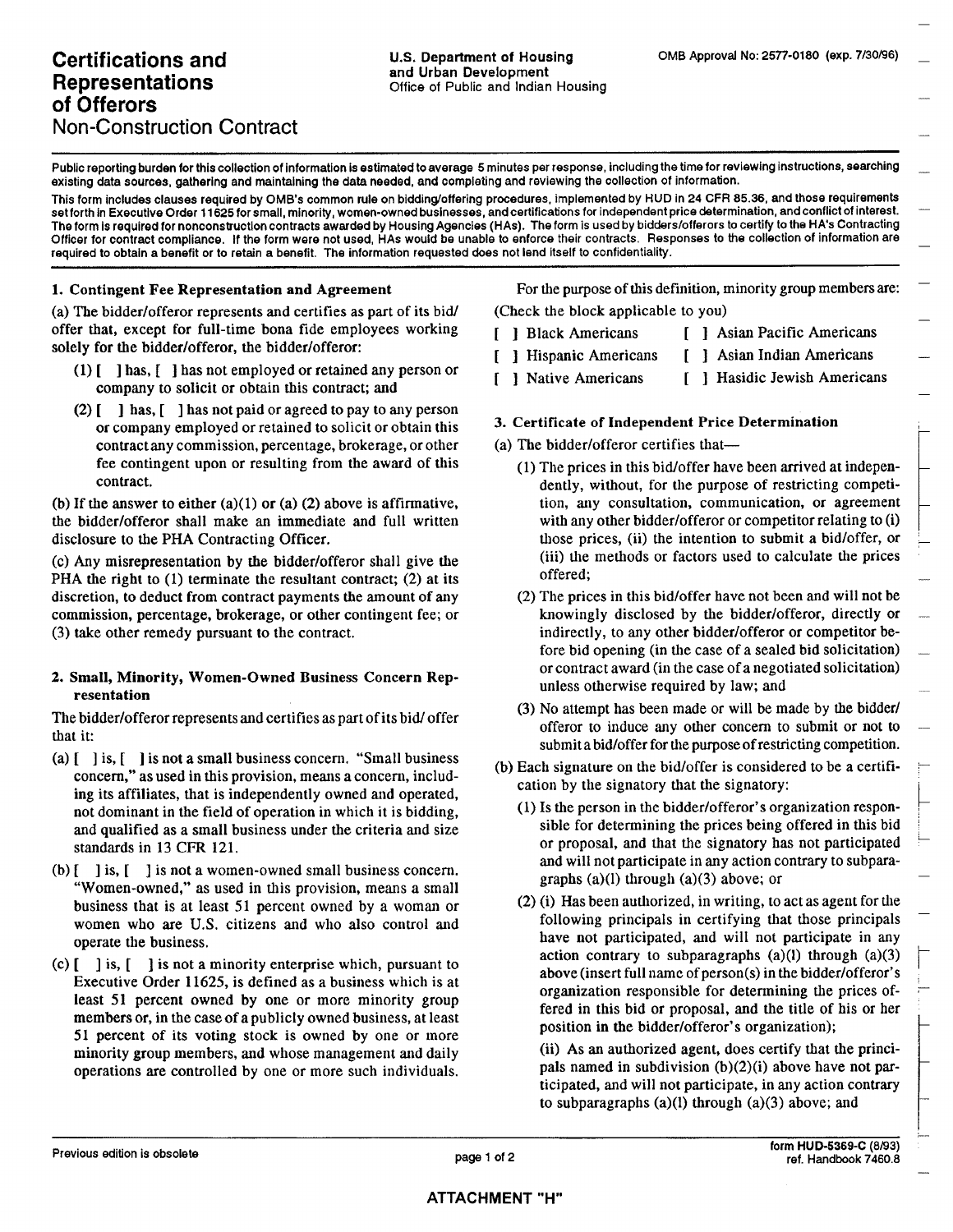# Certifications and Representations of Offerors

## Non-Construction Contract

U.S. Department of Housing and Urban Development
Office of Public and Indian Housing

OMB Approval No: 2577-0180 (exp. 7/30/96)

**Public reporting burden for this collection of information is estimated to average 5 minutes per response, including the time for reviewing instructions, searching existing data sources, gathering and maintaining the data needed, and completing and reviewing the collection of information.**

**This form includes clauses required by OMB's common rule on bidding/offering procedures, implemented by HUD in 24 CFR 85.36, and those requirements set forth in Executive Order 11625 for small, minority, women-owned businesses, and certifications for independent price determination, and conflict of interest. The form is required for nonconstruction contracts awarded by Housing Agencies (HAs). The form is used by bidders/offerors to certify to the HA's Contracting Officer for contract compliance. If the form were not used, HAs would be unable to enforce their contracts. Responses to the collection of information are required to obtain a benefit or to retain a benefit. The information requested does not lend itself to confidentiality.**

### 1. Contingent Fee Representation and Agreement

(a) The bidder/offeror represents and certifies as part of its bid/offer that, except for full-time bona fide employees working solely for the bidder/offeror, the bidder/offeror:

(1) [ ] has, [ ] has not employed or retained any person or company to solicit or obtain this contract; and

(2) [ ] has, [ ] has not paid or agreed to pay to any person or company employed or retained to solicit or obtain this contract any commission, percentage, brokerage, or other fee contingent upon or resulting from the award of this contract.

(b) If the answer to either (a)(1) or (a) (2) above is affirmative, the bidder/offeror shall make an immediate and full written disclosure to the PHA Contracting Officer.

(c) Any misrepresentation by the bidder/offeror shall give the PHA the right to (1) terminate the resultant contract; (2) at its discretion, to deduct from contract payments the amount of any commission, percentage, brokerage, or other contingent fee; or (3) take other remedy pursuant to the contract.

### 2. Small, Minority, Women-Owned Business Concern Representation

The bidder/offeror represents and certifies as part of its bid/ offer that it:

(a) [ ] is, [ ] is not a small business concern. "Small business concern," as used in this provision, means a concern, including its affiliates, that is independently owned and operated, not dominant in the field of operation in which it is bidding, and qualified as a small business under the criteria and size standards in 13 CFR 121.

(b) [ ] is, [ ] is not a women-owned small business concern. "Women-owned," as used in this provision, means a small business that is at least 51 percent owned by a woman or women who are U.S. citizens and who also control and operate the business.

(c) [ ] is, [ ] is not a minority enterprise which, pursuant to Executive Order 11625, is defined as a business which is at least 51 percent owned by one or more minority group members or, in the case of a publicly owned business, at least 51 percent of its voting stock is owned by one or more minority group members, and whose management and daily operations are controlled by one or more such individuals.

For the purpose of this definition, minority group members are:
(Check the block applicable to you)

[ ] Black Americans
[ ] Asian Pacific Americans
[ ] Hispanic Americans
[ ] Asian Indian Americans
[ ] Native Americans
[ ] Hasidic Jewish Americans

### 3. Certificate of Independent Price Determination

(a) The bidder/offeror certifies that—

(1) The prices in this bid/offer have been arrived at independently, without, for the purpose of restricting competition, any consultation, communication, or agreement with any other bidder/offeror or competitor relating to (i) those prices, (ii) the intention to submit a bid/offer, or (iii) the methods or factors used to calculate the prices offered;

(2) The prices in this bid/offer have not been and will not be knowingly disclosed by the bidder/offeror, directly or indirectly, to any other bidder/offeror or competitor before bid opening (in the case of a sealed bid solicitation) or contract award (in the case of a negotiated solicitation) unless otherwise required by law; and

(3) No attempt has been made or will be made by the bidder/offeror to induce any other concern to submit or not to submit a bid/offer for the purpose of restricting competition.

(b) Each signature on the bid/offer is considered to be a certification by the signatory that the signatory:

(1) Is the person in the bidder/offeror's organization responsible for determining the prices being offered in this bid or proposal, and that the signatory has not participated and will not participate in any action contrary to subparagraphs (a)(l) through (a)(3) above; or

(2) (i) Has been authorized, in writing, to act as agent for the following principals in certifying that those principals have not participated, and will not participate in any action contrary to subparagraphs (a)(l) through (a)(3) above (insert full name of person(s) in the bidder/offeror's organization responsible for determining the prices offered in this bid or proposal, and the title of his or her position in the bidder/offeror's organization);

(ii) As an authorized agent, does certify that the principals named in subdivision (b)(2)(i) above have not participated, and will not participate, in any action contrary to subparagraphs (a)(l) through (a)(3) above; and

Previous edition is obsolete

form HUD-5369-C (8/93)
ref. Handbook 7460.8

**ATTACHMENT "H"**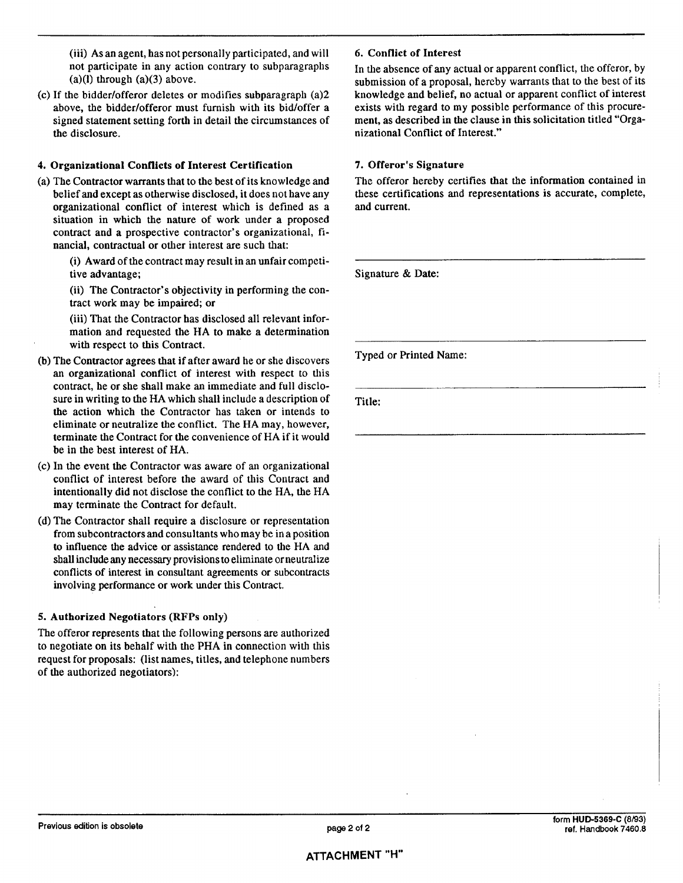(iii) As an agent, has not personally participated, and will not participate in any action contrary to subparagraphs (a)(l) through (a)(3) above.

(c) If the bidder/offeror deletes or modifies subparagraph (a)2 above, the bidder/offeror must furnish with its bid/offer a signed statement setting forth in detail the circumstances of the disclosure.

### 4. Organizational Conflicts of Interest Certification

(a) The Contractor warrants that to the best of its knowledge and belief and except as otherwise disclosed, it does not have any organizational conflict of interest which is defined as a situation in which the nature of work under a proposed contract and a prospective contractor's organizational, financial, contractual or other interest are such that:

(i) Award of the contract may result in an unfair competitive advantage;

(ii) The Contractor's objectivity in performing the contract work may be impaired; or

(iii) That the Contractor has disclosed all relevant information and requested the HA to make a determination with respect to this Contract.

(b) The Contractor agrees that if after award he or she discovers an organizational conflict of interest with respect to this contract, he or she shall make an immediate and full disclosure in writing to the HA which shall include a description of the action which the Contractor has taken or intends to eliminate or neutralize the conflict. The HA may, however, terminate the Contract for the convenience of HA if it would be in the best interest of HA.

(c) In the event the Contractor was aware of an organizational conflict of interest before the award of this Contract and intentionally did not disclose the conflict to the HA, the HA may terminate the Contract for default.

(d) The Contractor shall require a disclosure or representation from subcontractors and consultants who may be in a position to influence the advice or assistance rendered to the HA and shall include any necessary provisions to eliminate or neutralize conflicts of interest in consultant agreements or subcontracts involving performance or work under this Contract.

### 5. Authorized Negotiators (RFPs only)

The offeror represents that the following persons are authorized to negotiate on its behalf with the PHA in connection with this request for proposals: (list names, titles, and telephone numbers of the authorized negotiators):

### 6. Conflict of Interest

In the absence of any actual or apparent conflict, the offeror, by submission of a proposal, hereby warrants that to the best of its knowledge and belief, no actual or apparent conflict of interest exists with regard to my possible performance of this procurement, as described in the clause in this solicitation titled "Organizational Conflict of Interest."

### 7. Offeror's Signature

The offeror hereby certifies that the information contained in these certifications and representations is accurate, complete, and current.

Signature & Date:

Typed or Printed Name:

Title:

Previous edition is obsolete

form HUD-5369-C (8/93)
ref. Handbook 7460.8

ATTACHMENT "H"